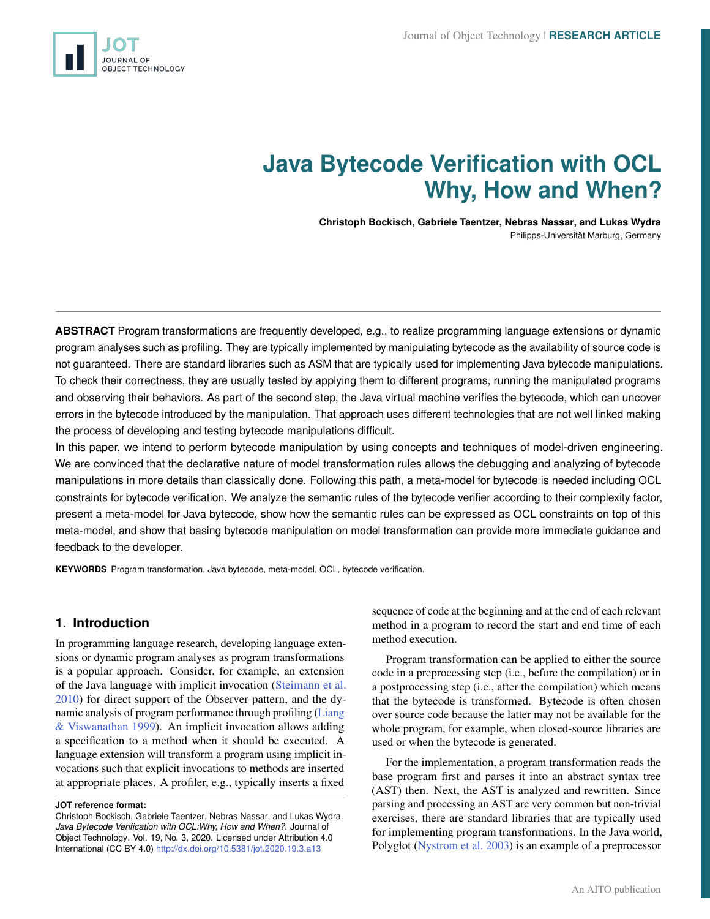# Java Bytecode Verification with OCL Why, How and When?

**Christoph Bockisch, Gabriele Taentzer, Nebras Nassar, and Lukas Wydra**
Philipps-Universität Marburg, Germany

**ABSTRACT** Program transformations are frequently developed, e.g., to realize programming language extensions or dynamic program analyses such as profiling. They are typically implemented by manipulating bytecode as the availability of source code is not guaranteed. There are standard libraries such as ASM that are typically used for implementing Java bytecode manipulations. To check their correctness, they are usually tested by applying them to different programs, running the manipulated programs and observing their behaviors. As part of the second step, the Java virtual machine verifies the bytecode, which can uncover errors in the bytecode introduced by the manipulation. That approach uses different technologies that are not well linked making the process of developing and testing bytecode manipulations difficult.

In this paper, we intend to perform bytecode manipulation by using concepts and techniques of model-driven engineering. We are convinced that the declarative nature of model transformation rules allows the debugging and analyzing of bytecode manipulations in more details than classically done. Following this path, a meta-model for bytecode is needed including OCL constraints for bytecode verification. We analyze the semantic rules of the bytecode verifier according to their complexity factor, present a meta-model for Java bytecode, show how the semantic rules can be expressed as OCL constraints on top of this meta-model, and show that basing bytecode manipulation on model transformation can provide more immediate guidance and feedback to the developer.

**KEYWORDS** Program transformation, Java bytecode, meta-model, OCL, bytecode verification.

## 1. Introduction

In programming language research, developing language extensions or dynamic program analyses as program transformations is a popular approach. Consider, for example, an extension of the Java language with implicit invocation (Steimann et al. 2010) for direct support of the Observer pattern, and the dynamic analysis of program performance through profiling (Liang & Viswanathan 1999). An implicit invocation allows adding a specification to a method when it should be executed. A language extension will transform a program using implicit invocations such that explicit invocations to methods are inserted at appropriate places. A profiler, e.g., typically inserts a fixed sequence of code at the beginning and at the end of each relevant method in a program to record the start and end time of each method execution.

Program transformation can be applied to either the source code in a preprocessing step (i.e., before the compilation) or in a postprocessing step (i.e., after the compilation) which means that the bytecode is transformed. Bytecode is often chosen over source code because the latter may not be available for the whole program, for example, when closed-source libraries are used or when the bytecode is generated.

For the implementation, a program transformation reads the base program first and parses it into an abstract syntax tree (AST) then. Next, the AST is analyzed and rewritten. Since parsing and processing an AST are very common but non-trivial exercises, there are standard libraries that are typically used for implementing program transformations. In the Java world, Polyglot (Nystrom et al. 2003) is an example of a preprocessor

**JOT reference format:**
Christoph Bockisch, Gabriele Taentzer, Nebras Nassar, and Lukas Wydra. *Java Bytecode Verification with OCL:Why, How and When?*. Journal of Object Technology. Vol. 19, No. 3, 2020. Licensed under Attribution 4.0 International (CC BY 4.0) http://dx.doi.org/10.5381/jot.2020.19.3.a13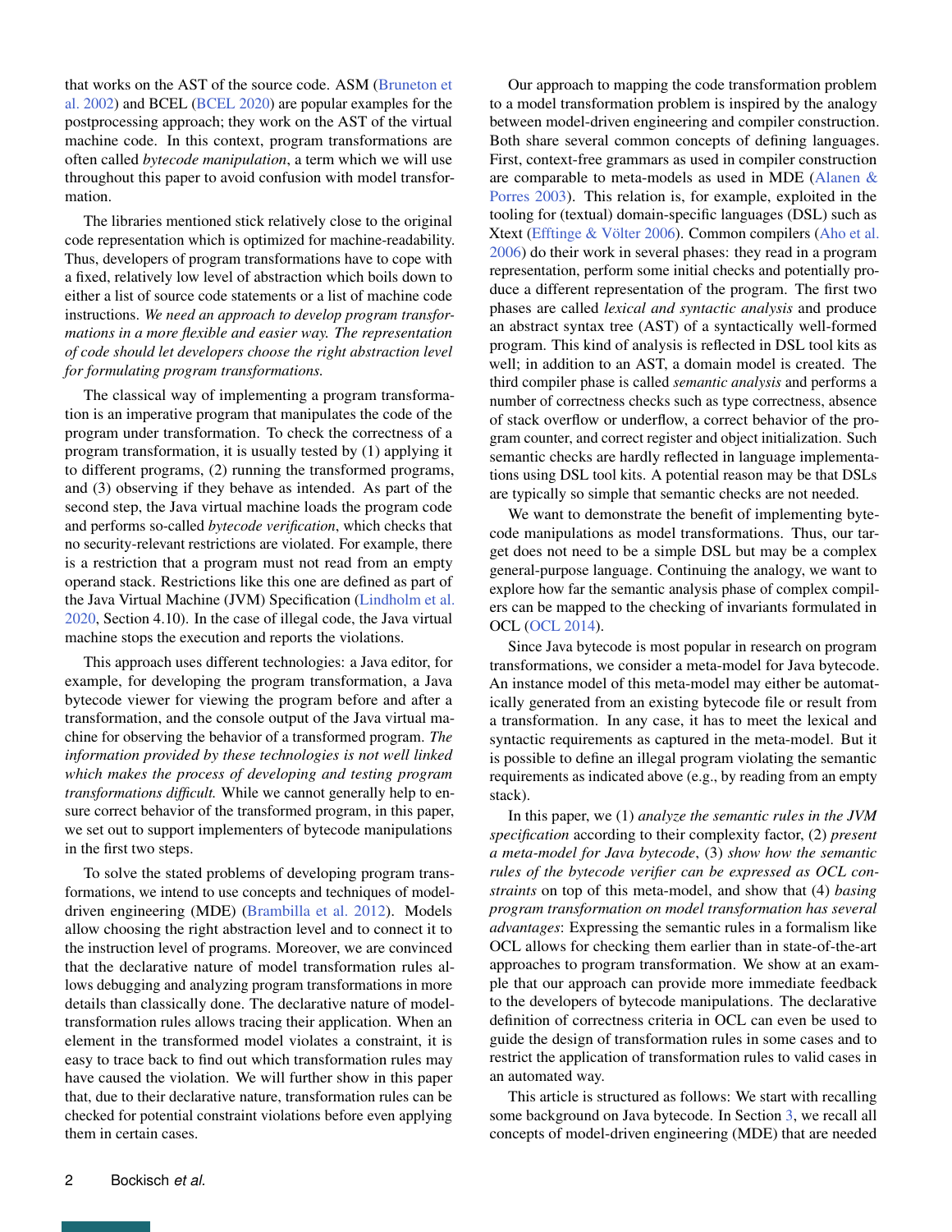that works on the AST of the source code. ASM (Bruneton et al. 2002) and BCEL (BCEL 2020) are popular examples for the postprocessing approach; they work on the AST of the virtual machine code. In this context, program transformations are often called *bytecode manipulation*, a term which we will use throughout this paper to avoid confusion with model transformation.

The libraries mentioned stick relatively close to the original code representation which is optimized for machine-readability. Thus, developers of program transformations have to cope with a fixed, relatively low level of abstraction which boils down to either a list of source code statements or a list of machine code instructions. *We need an approach to develop program transformations in a more flexible and easier way. The representation of code should let developers choose the right abstraction level for formulating program transformations.*

The classical way of implementing a program transformation is an imperative program that manipulates the code of the program under transformation. To check the correctness of a program transformation, it is usually tested by (1) applying it to different programs, (2) running the transformed programs, and (3) observing if they behave as intended. As part of the second step, the Java virtual machine loads the program code and performs so-called *bytecode verification*, which checks that no security-relevant restrictions are violated. For example, there is a restriction that a program must not read from an empty operand stack. Restrictions like this one are defined as part of the Java Virtual Machine (JVM) Specification (Lindholm et al. 2020, Section 4.10). In the case of illegal code, the Java virtual machine stops the execution and reports the violations.

This approach uses different technologies: a Java editor, for example, for developing the program transformation, a Java bytecode viewer for viewing the program before and after a transformation, and the console output of the Java virtual machine for observing the behavior of a transformed program. *The information provided by these technologies is not well linked which makes the process of developing and testing program transformations difficult.* While we cannot generally help to ensure correct behavior of the transformed program, in this paper, we set out to support implementers of bytecode manipulations in the first two steps.

To solve the stated problems of developing program transformations, we intend to use concepts and techniques of model-driven engineering (MDE) (Brambilla et al. 2012). Models allow choosing the right abstraction level and to connect it to the instruction level of programs. Moreover, we are convinced that the declarative nature of model transformation rules allows debugging and analyzing program transformations in more details than classically done. The declarative nature of model-transformation rules allows tracing their application. When an element in the transformed model violates a constraint, it is easy to trace back to find out which transformation rules may have caused the violation. We will further show in this paper that, due to their declarative nature, transformation rules can be checked for potential constraint violations before even applying them in certain cases.

Our approach to mapping the code transformation problem to a model transformation problem is inspired by the analogy between model-driven engineering and compiler construction. Both share several common concepts of defining languages. First, context-free grammars as used in compiler construction are comparable to meta-models as used in MDE (Alanen & Porres 2003). This relation is, for example, exploited in the tooling for (textual) domain-specific languages (DSL) such as Xtext (Efftinge & Völter 2006). Common compilers (Aho et al. 2006) do their work in several phases: they read in a program representation, perform some initial checks and potentially produce a different representation of the program. The first two phases are called *lexical and syntactic analysis* and produce an abstract syntax tree (AST) of a syntactically well-formed program. This kind of analysis is reflected in DSL tool kits as well; in addition to an AST, a domain model is created. The third compiler phase is called *semantic analysis* and performs a number of correctness checks such as type correctness, absence of stack overflow or underflow, a correct behavior of the program counter, and correct register and object initialization. Such semantic checks are hardly reflected in language implementations using DSL tool kits. A potential reason may be that DSLs are typically so simple that semantic checks are not needed.

We want to demonstrate the benefit of implementing bytecode manipulations as model transformations. Thus, our target does not need to be a simple DSL but may be a complex general-purpose language. Continuing the analogy, we want to explore how far the semantic analysis phase of complex compilers can be mapped to the checking of invariants formulated in OCL (OCL 2014).

Since Java bytecode is most popular in research on program transformations, we consider a meta-model for Java bytecode. An instance model of this meta-model may either be automatically generated from an existing bytecode file or result from a transformation. In any case, it has to meet the lexical and syntactic requirements as captured in the meta-model. But it is possible to define an illegal program violating the semantic requirements as indicated above (e.g., by reading from an empty stack).

In this paper, we (1) *analyze the semantic rules in the JVM specification* according to their complexity factor, (2) *present a meta-model for Java bytecode*, (3) *show how the semantic rules of the bytecode verifier can be expressed as OCL constraints* on top of this meta-model, and show that (4) *basing program transformation on model transformation has several advantages*: Expressing the semantic rules in a formalism like OCL allows for checking them earlier than in state-of-the-art approaches to program transformation. We show at an example that our approach can provide more immediate feedback to the developers of bytecode manipulations. The declarative definition of correctness criteria in OCL can even be used to guide the design of transformation rules in some cases and to restrict the application of transformation rules to valid cases in an automated way.

This article is structured as follows: We start with recalling some background on Java bytecode. In Section 3, we recall all concepts of model-driven engineering (MDE) that are needed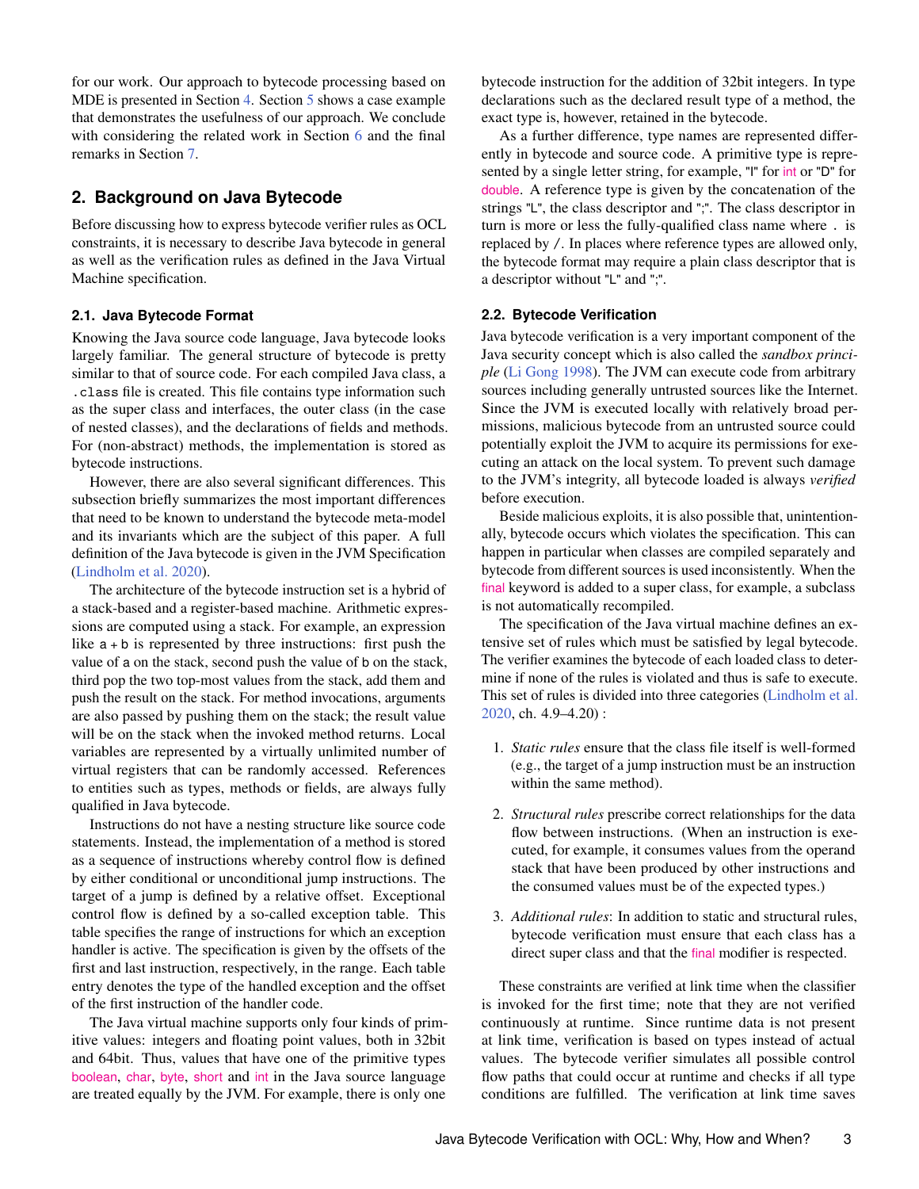for our work. Our approach to bytecode processing based on MDE is presented in Section 4. Section 5 shows a case example that demonstrates the usefulness of our approach. We conclude with considering the related work in Section 6 and the final remarks in Section 7.

## 2. Background on Java Bytecode

Before discussing how to express bytecode verifier rules as OCL constraints, it is necessary to describe Java bytecode in general as well as the verification rules as defined in the Java Virtual Machine specification.

### 2.1. Java Bytecode Format

Knowing the Java source code language, Java bytecode looks largely familiar. The general structure of bytecode is pretty similar to that of source code. For each compiled Java class, a `.class` file is created. This file contains type information such as the super class and interfaces, the outer class (in the case of nested classes), and the declarations of fields and methods. For (non-abstract) methods, the implementation is stored as bytecode instructions.

However, there are also several significant differences. This subsection briefly summarizes the most important differences that need to be known to understand the bytecode meta-model and its invariants which are the subject of this paper. A full definition of the Java bytecode is given in the JVM Specification (Lindholm et al. 2020).

The architecture of the bytecode instruction set is a hybrid of a stack-based and a register-based machine. Arithmetic expressions are computed using a stack. For example, an expression like `a + b` is represented by three instructions: first push the value of `a` on the stack, second push the value of `b` on the stack, third pop the two top-most values from the stack, add them and push the result on the stack. For method invocations, arguments are also passed by pushing them on the stack; the result value will be on the stack when the invoked method returns. Local variables are represented by a virtually unlimited number of virtual registers that can be randomly accessed. References to entities such as types, methods or fields, are always fully qualified in Java bytecode.

Instructions do not have a nesting structure like source code statements. Instead, the implementation of a method is stored as a sequence of instructions whereby control flow is defined by either conditional or unconditional jump instructions. The target of a jump is defined by a relative offset. Exceptional control flow is defined by a so-called exception table. This table specifies the range of instructions for which an exception handler is active. The specification is given by the offsets of the first and last instruction, respectively, in the range. Each table entry denotes the type of the handled exception and the offset of the first instruction of the handler code.

The Java virtual machine supports only four kinds of primitive values: integers and floating point values, both in 32bit and 64bit. Thus, values that have one of the primitive types `boolean`, `char`, `byte`, `short` and `int` in the Java source language are treated equally by the JVM. For example, there is only one bytecode instruction for the addition of 32bit integers. In type declarations such as the declared result type of a method, the exact type is, however, retained in the bytecode.

As a further difference, type names are represented differently in bytecode and source code. A primitive type is represented by a single letter string, for example, "I" for `int` or "D" for `double`. A reference type is given by the concatenation of the strings "L", the class descriptor and ";". The class descriptor in turn is more or less the fully-qualified class name where `.` is replaced by `/`. In places where reference types are allowed only, the bytecode format may require a plain class descriptor that is a descriptor without "L" and ";".

### 2.2. Bytecode Verification

Java bytecode verification is a very important component of the Java security concept which is also called the *sandbox principle* (Li Gong 1998). The JVM can execute code from arbitrary sources including generally untrusted sources like the Internet. Since the JVM is executed locally with relatively broad permissions, malicious bytecode from an untrusted source could potentially exploit the JVM to acquire its permissions for executing an attack on the local system. To prevent such damage to the JVM's integrity, all bytecode loaded is always *verified* before execution.

Beside malicious exploits, it is also possible that, unintentionally, bytecode occurs which violates the specification. This can happen in particular when classes are compiled separately and bytecode from different sources is used inconsistently. When the `final` keyword is added to a super class, for example, a subclass is not automatically recompiled.

The specification of the Java virtual machine defines an extensive set of rules which must be satisfied by legal bytecode. The verifier examines the bytecode of each loaded class to determine if none of the rules is violated and thus is safe to execute. This set of rules is divided into three categories (Lindholm et al. 2020, ch. 4.9–4.20) :

1. *Static rules* ensure that the class file itself is well-formed (e.g., the target of a jump instruction must be an instruction within the same method).

2. *Structural rules* prescribe correct relationships for the data flow between instructions. (When an instruction is executed, for example, it consumes values from the operand stack that have been produced by other instructions and the consumed values must be of the expected types.)

3. *Additional rules*: In addition to static and structural rules, bytecode verification must ensure that each class has a direct super class and that the `final` modifier is respected.

These constraints are verified at link time when the classifier is invoked for the first time; note that they are not verified continuously at runtime. Since runtime data is not present at link time, verification is based on types instead of actual values. The bytecode verifier simulates all possible control flow paths that could occur at runtime and checks if all type conditions are fulfilled. The verification at link time saves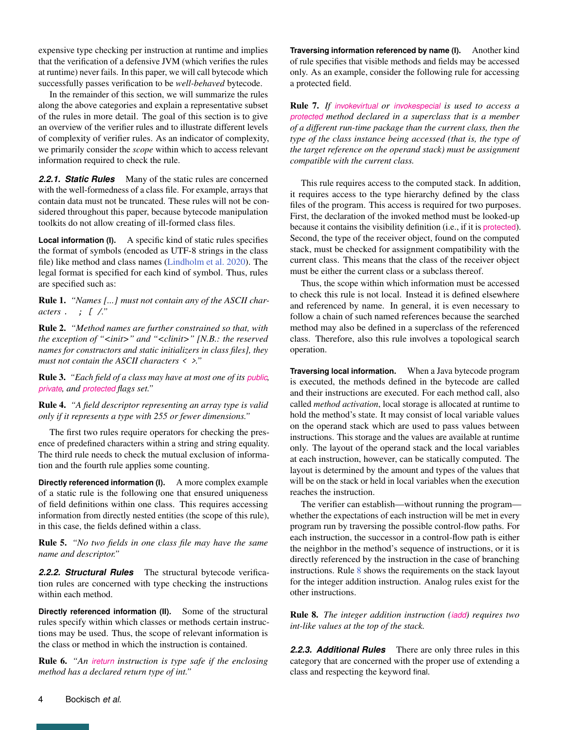expensive type checking per instruction at runtime and implies that the verification of a defensive JVM (which verifies the rules at runtime) never fails. In this paper, we will call bytecode which successfully passes verification to be *well-behaved* bytecode.

In the remainder of this section, we will summarize the rules along the above categories and explain a representative subset of the rules in more detail. The goal of this section is to give an overview of the verifier rules and to illustrate different levels of complexity of verifier rules. As an indicator of complexity, we primarily consider the *scope* within which to access relevant information required to check the rule.

#### 2.2.1. Static Rules

Many of the static rules are concerned with the well-formedness of a class file. For example, arrays that contain data must not be truncated. These rules will not be considered throughout this paper, because bytecode manipulation toolkits do not allow creating of ill-formed class files.

**Local information (I).** A specific kind of static rules specifies the format of symbols (encoded as UTF-8 strings in the class file) like method and class names (Lindholm et al. 2020). The legal format is specified for each kind of symbol. Thus, rules are specified such as:

**Rule 1.** *"Names [...] must not contain any of the ASCII characters . ; [ /."*

**Rule 2.** *"Method names are further constrained so that, with the exception of "<init>" and "<clinit>" [N.B.: the reserved names for constructors and static initializers in class files], they must not contain the ASCII characters < >."*

**Rule 3.** *"Each field of a class may have at most one of its public, private, and protected flags set."*

**Rule 4.** *"A field descriptor representing an array type is valid only if it represents a type with 255 or fewer dimensions."*

The first two rules require operators for checking the presence of predefined characters within a string and string equality. The third rule needs to check the mutual exclusion of information and the fourth rule applies some counting.

**Directly referenced information (I).** A more complex example of a static rule is the following one that ensured uniqueness of field definitions within one class. This requires accessing information from directly nested entities (the scope of this rule), in this case, the fields defined within a class.

**Rule 5.** *"No two fields in one class file may have the same name and descriptor."*

#### 2.2.2. Structural Rules

The structural bytecode verification rules are concerned with type checking the instructions within each method.

**Directly referenced information (II).** Some of the structural rules specify within which classes or methods certain instructions may be used. Thus, the scope of relevant information is the class or method in which the instruction is contained.

**Rule 6.** *"An ireturn instruction is type safe if the enclosing method has a declared return type of int."*

**Traversing information referenced by name (I).** Another kind of rule specifies that visible methods and fields may be accessed only. As an example, consider the following rule for accessing a protected field.

**Rule 7.** *If invokevirtual or invokespecial is used to access a protected method declared in a superclass that is a member of a different run-time package than the current class, then the type of the class instance being accessed (that is, the type of the target reference on the operand stack) must be assignment compatible with the current class.*

This rule requires access to the computed stack. In addition, it requires access to the type hierarchy defined by the class files of the program. This access is required for two purposes. First, the declaration of the invoked method must be looked-up because it contains the visibility definition (i.e., if it is protected). Second, the type of the receiver object, found on the computed stack, must be checked for assignment compatibility with the current class. This means that the class of the receiver object must be either the current class or a subclass thereof.

Thus, the scope within which information must be accessed to check this rule is not local. Instead it is defined elsewhere and referenced by name. In general, it is even necessary to follow a chain of such named references because the searched method may also be defined in a superclass of the referenced class. Therefore, also this rule involves a topological search operation.

**Traversing local information.** When a Java bytecode program is executed, the methods defined in the bytecode are called and their instructions are executed. For each method call, also called *method activation*, local storage is allocated at runtime to hold the method's state. It may consist of local variable values on the operand stack which are used to pass values between instructions. This storage and the values are available at runtime only. The layout of the operand stack and the local variables at each instruction, however, can be statically computed. The layout is determined by the amount and types of the values that will be on the stack or held in local variables when the execution reaches the instruction.

The verifier can establish—without running the program—whether the expectations of each instruction will be met in every program run by traversing the possible control-flow paths. For each instruction, the successor in a control-flow path is either the neighbor in the method's sequence of instructions, or it is directly referenced by the instruction in the case of branching instructions. Rule 8 shows the requirements on the stack layout for the integer addition instruction. Analog rules exist for the other instructions.

**Rule 8.** *The integer addition instruction (iadd) requires two int-like values at the top of the stack.*

#### 2.2.3. Additional Rules

There are only three rules in this category that are concerned with the proper use of extending a class and respecting the keyword final.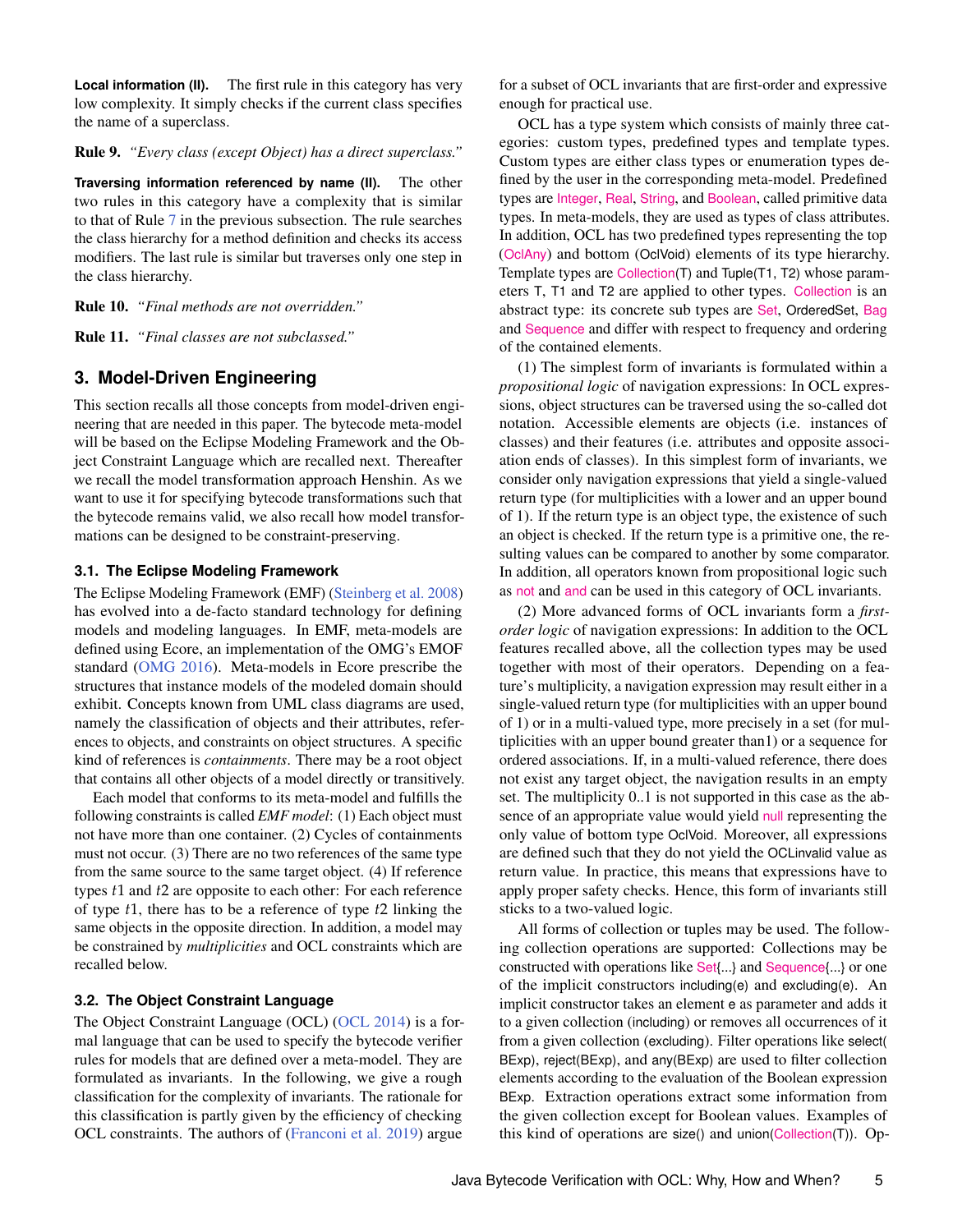**Local information (II).** The first rule in this category has very low complexity. It simply checks if the current class specifies the name of a superclass.

**Rule 9.** *"Every class (except Object) has a direct superclass."*

**Traversing information referenced by name (II).** The other two rules in this category have a complexity that is similar to that of Rule 7 in the previous subsection. The rule searches the class hierarchy for a method definition and checks its access modifiers. The last rule is similar but traverses only one step in the class hierarchy.

**Rule 10.** *"Final methods are not overridden."*

**Rule 11.** *"Final classes are not subclassed."*

## 3. Model-Driven Engineering

This section recalls all those concepts from model-driven engineering that are needed in this paper. The bytecode meta-model will be based on the Eclipse Modeling Framework and the Object Constraint Language which are recalled next. Thereafter we recall the model transformation approach Henshin. As we want to use it for specifying bytecode transformations such that the bytecode remains valid, we also recall how model transformations can be designed to be constraint-preserving.

### 3.1. The Eclipse Modeling Framework

The Eclipse Modeling Framework (EMF) (Steinberg et al. 2008) has evolved into a de-facto standard technology for defining models and modeling languages. In EMF, meta-models are defined using Ecore, an implementation of the OMG's EMOF standard (OMG 2016). Meta-models in Ecore prescribe the structures that instance models of the modeled domain should exhibit. Concepts known from UML class diagrams are used, namely the classification of objects and their attributes, references to objects, and constraints on object structures. A specific kind of references is *containments*. There may be a root object that contains all other objects of a model directly or transitively.

Each model that conforms to its meta-model and fulfills the following constraints is called *EMF model*: (1) Each object must not have more than one container. (2) Cycles of containments must not occur. (3) There are no two references of the same type from the same source to the same target object. (4) If reference types $t1$ and $t2$ are opposite to each other: For each reference of type $t1$, there has to be a reference of type $t2$ linking the same objects in the opposite direction. In addition, a model may be constrained by *multiplicities* and OCL constraints which are recalled below.

### 3.2. The Object Constraint Language

The Object Constraint Language (OCL) (OCL 2014) is a formal language that can be used to specify the bytecode verifier rules for models that are defined over a meta-model. They are formulated as invariants. In the following, we give a rough classification for the complexity of invariants. The rationale for this classification is partly given by the efficiency of checking OCL constraints. The authors of (Franconi et al. 2019) argue for a subset of OCL invariants that are first-order and expressive enough for practical use.

OCL has a type system which consists of mainly three categories: custom types, predefined types and template types. Custom types are either class types or enumeration types defined by the user in the corresponding meta-model. Predefined types are Integer, Real, String, and Boolean, called primitive data types. In meta-models, they are used as types of class attributes. In addition, OCL has two predefined types representing the top (OclAny) and bottom (OclVoid) elements of its type hierarchy. Template types are Collection(T) and Tuple(T1, T2) whose parameters T, T1 and T2 are applied to other types. Collection is an abstract type: its concrete sub types are Set, OrderedSet, Bag and Sequence and differ with respect to frequency and ordering of the contained elements.

(1) The simplest form of invariants is formulated within a *propositional logic* of navigation expressions: In OCL expressions, object structures can be traversed using the so-called dot notation. Accessible elements are objects (i.e. instances of classes) and their features (i.e. attributes and opposite association ends of classes). In this simplest form of invariants, we consider only navigation expressions that yield a single-valued return type (for multiplicities with a lower and an upper bound of 1). If the return type is an object type, the existence of such an object is checked. If the return type is a primitive one, the resulting values can be compared to another by some comparator. In addition, all operators known from propositional logic such as not and and can be used in this category of OCL invariants.

(2) More advanced forms of OCL invariants form a *first-order logic* of navigation expressions: In addition to the OCL features recalled above, all the collection types may be used together with most of their operators. Depending on a feature's multiplicity, a navigation expression may result either in a single-valued return type (for multiplicities with an upper bound of 1) or in a multi-valued type, more precisely in a set (for multiplicities with an upper bound greater than1) or a sequence for ordered associations. If, in a multi-valued reference, there does not exist any target object, the navigation results in an empty set. The multiplicity 0..1 is not supported in this case as the absence of an appropriate value would yield null representing the only value of bottom type OclVoid. Moreover, all expressions are defined such that they do not yield the OCLinvalid value as return value. In practice, this means that expressions have to apply proper safety checks. Hence, this form of invariants still sticks to a two-valued logic.

All forms of collection or tuples may be used. The following collection operations are supported: Collections may be constructed with operations like Set{...} and Sequence{...} or one of the implicit constructors including(e) and excluding(e). An implicit constructor takes an element e as parameter and adds it to a given collection (including) or removes all occurrences of it from a given collection (excluding). Filter operations like select( BExp), reject(BExp), and any(BExp) are used to filter collection elements according to the evaluation of the Boolean expression BExp. Extraction operations extract some information from the given collection except for Boolean values. Examples of this kind of operations are size() and union(Collection(T)). Op-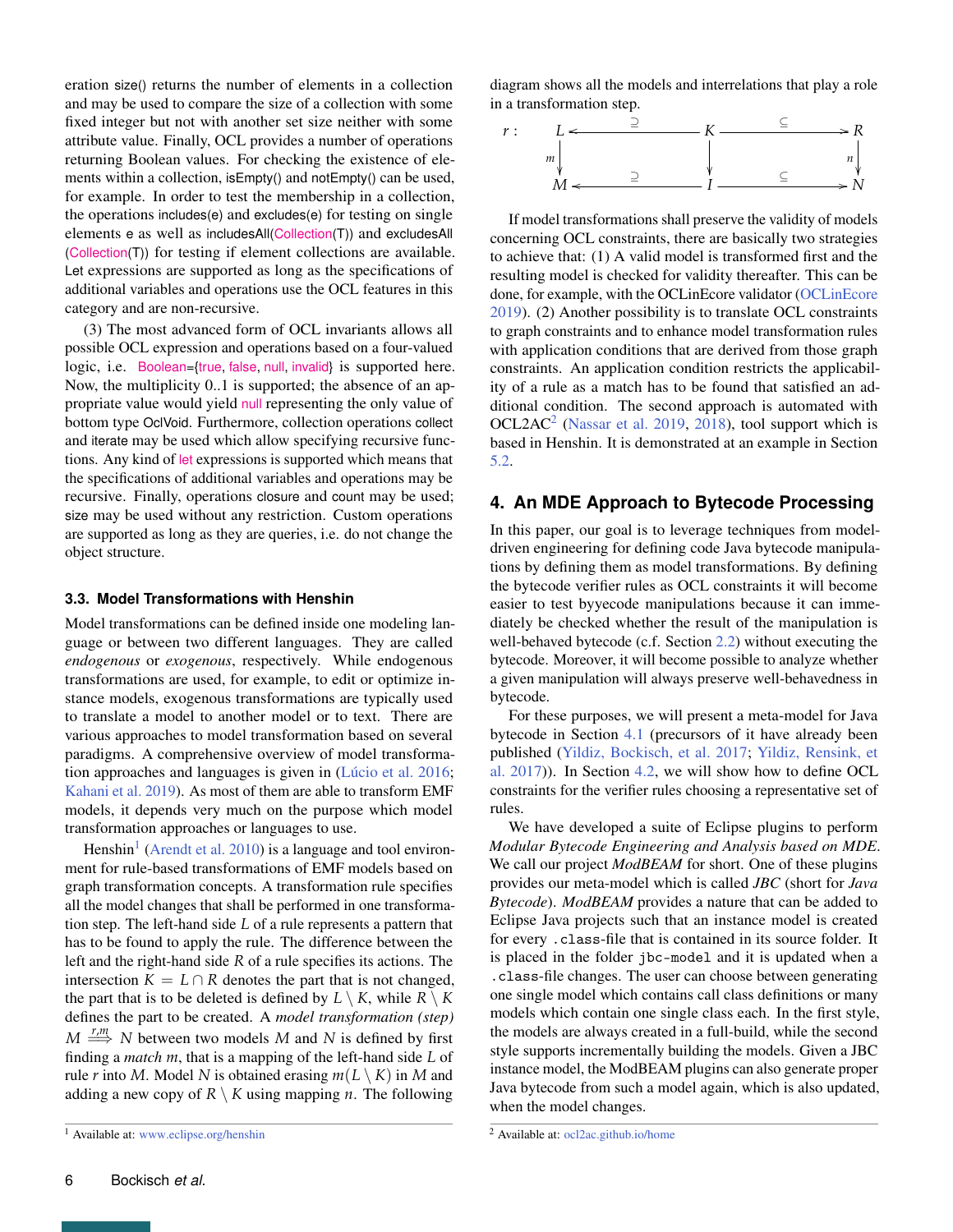eration size() returns the number of elements in a collection and may be used to compare the size of a collection with some fixed integer but not with another set size neither with some attribute value. Finally, OCL provides a number of operations returning Boolean values. For checking the existence of elements within a collection, isEmpty() and notEmpty() can be used, for example. In order to test the membership in a collection, the operations includes(e) and excludes(e) for testing on single elements e as well as includesAll(Collection(T)) and excludesAll (Collection(T)) for testing if element collections are available. Let expressions are supported as long as the specifications of additional variables and operations use the OCL features in this category and are non-recursive.

(3) The most advanced form of OCL invariants allows all possible OCL expression and operations based on a four-valued logic, i.e. Boolean={true, false, null, invalid} is supported here. Now, the multiplicity 0..1 is supported; the absence of an appropriate value would yield null representing the only value of bottom type OclVoid. Furthermore, collection operations collect and iterate may be used which allow specifying recursive functions. Any kind of let expressions is supported which means that the specifications of additional variables and operations may be recursive. Finally, operations closure and count may be used; size may be used without any restriction. Custom operations are supported as long as they are queries, i.e. do not change the object structure.

### 3.3. Model Transformations with Henshin

Model transformations can be defined inside one modeling language or between two different languages. They are called *endogenous* or *exogenous*, respectively. While endogenous transformations are used, for example, to edit or optimize instance models, exogenous transformations are typically used to translate a model to another model or to text. There are various approaches to model transformation based on several paradigms. A comprehensive overview of model transformation approaches and languages is given in (Lúcio et al. 2016; Kahani et al. 2019). As most of them are able to transform EMF models, it depends very much on the purpose which model transformation approaches or languages to use.

Henshin[1] (Arendt et al. 2010) is a language and tool environment for rule-based transformations of EMF models based on graph transformation concepts. A transformation rule specifies all the model changes that shall be performed in one transformation step. The left-hand side $L$ of a rule represents a pattern that has to be found to apply the rule. The difference between the left and the right-hand side $R$ of a rule specifies its actions. The intersection $K = L \cap R$ denotes the part that is not changed, the part that is to be deleted is defined by $L \setminus K$, while $R \setminus K$ defines the part to be created. A *model transformation (step)* $M \stackrel{r,m}{\Longrightarrow} N$ between two models $M$ and $N$ is defined by first finding a *match* $m$, that is a mapping of the left-hand side $L$ of rule $r$ into $M$. Model $N$ is obtained erasing $m(L \setminus K)$ in $M$ and adding a new copy of $R \setminus K$ using mapping $n$. The following diagram shows all the models and interrelations that play a role in a transformation step.

$$
\begin{array}{ccccccc}
r: & L & \xleftarrow{\supseteq} & K & \xrightarrow{\subseteq} & R \\
 & \downarrow m & & \downarrow & & \downarrow n \\
 & M & \xleftarrow{\supseteq} & I & \xrightarrow{\subseteq} & N
\end{array}
$$

If model transformations shall preserve the validity of models concerning OCL constraints, there are basically two strategies to achieve that: (1) A valid model is transformed first and the resulting model is checked for validity thereafter. This can be done, for example, with the OCLinEcore validator (OCLinEcore 2019). (2) Another possibility is to translate OCL constraints to graph constraints and to enhance model transformation rules with application conditions that are derived from those graph constraints. An application condition restricts the applicability of a rule as a match has to be found that satisfied an additional condition. The second approach is automated with OCL2AC[2] (Nassar et al. 2019, 2018), tool support which is based in Henshin. It is demonstrated at an example in Section 5.2.

## 4. An MDE Approach to Bytecode Processing

In this paper, our goal is to leverage techniques from model-driven engineering for defining code Java bytecode manipulations by defining them as model transformations. By defining the bytecode verifier rules as OCL constraints it will become easier to test byyecode manipulations because it can immediately be checked whether the result of the manipulation is well-behaved bytecode (c.f. Section 2.2) without executing the bytecode. Moreover, it will become possible to analyze whether a given manipulation will always preserve well-behavedness in bytecode.

For these purposes, we will present a meta-model for Java bytecode in Section 4.1 (precursors of it have already been published (Yildiz, Bockisch, et al. 2017; Yildiz, Rensink, et al. 2017)). In Section 4.2, we will show how to define OCL constraints for the verifier rules choosing a representative set of rules.

We have developed a suite of Eclipse plugins to perform *Modular Bytecode Engineering and Analysis based on MDE*. We call our project *ModBEAM* for short. One of these plugins provides our meta-model which is called *JBC* (short for *Java Bytecode*). *ModBEAM* provides a nature that can be added to Eclipse Java projects such that an instance model is created for every `.class`-file that is contained in its source folder. It is placed in the folder `jbc-model` and it is updated when a `.class`-file changes. The user can choose between generating one single model which contains call class definitions or many models which contain one single class each. In the first style, the models are always created in a full-build, while the second style supports incrementally building the models. Given a JBC instance model, the ModBEAM plugins can also generate proper Java bytecode from such a model again, which is also updated, when the model changes.

[1] Available at: www.eclipse.org/henshin

[2] Available at: ocl2ac.github.io/home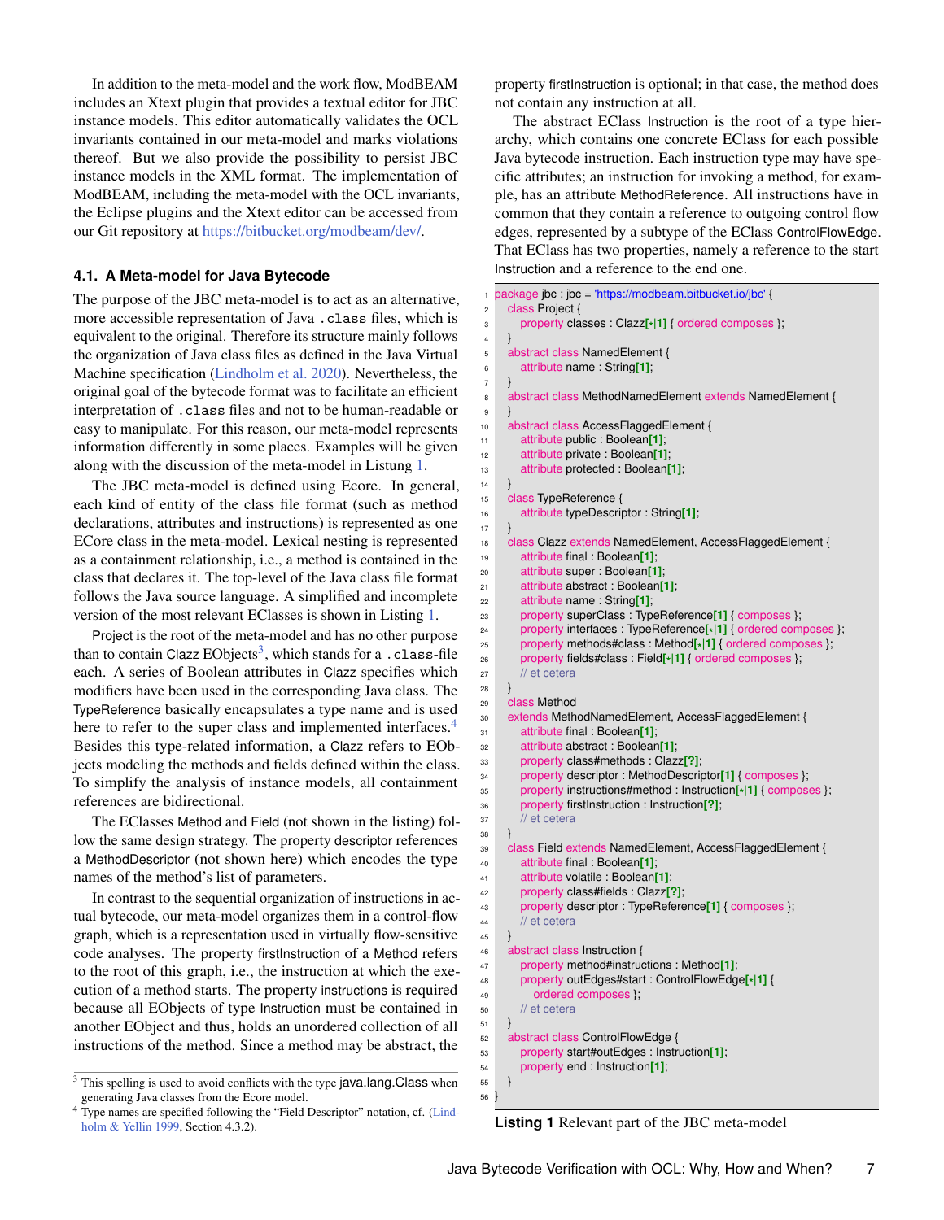In addition to the meta-model and the work flow, ModBEAM includes an Xtext plugin that provides a textual editor for JBC instance models. This editor automatically validates the OCL invariants contained in our meta-model and marks violations thereof. But we also provide the possibility to persist JBC instance models in the XML format. The implementation of ModBEAM, including the meta-model with the OCL invariants, the Eclipse plugins and the Xtext editor can be accessed from our Git repository at https://bitbucket.org/modbeam/dev/.

### 4.1. A Meta-model for Java Bytecode

The purpose of the JBC meta-model is to act as an alternative, more accessible representation of Java `.class` files, which is equivalent to the original. Therefore its structure mainly follows the organization of Java class files as defined in the Java Virtual Machine specification (Lindholm et al. 2020). Nevertheless, the original goal of the bytecode format was to facilitate an efficient interpretation of `.class` files and not to be human-readable or easy to manipulate. For this reason, our meta-model represents information differently in some places. Examples will be given along with the discussion of the meta-model in Listung 1.

The JBC meta-model is defined using Ecore. In general, each kind of entity of the class file format (such as method declarations, attributes and instructions) is represented as one ECore class in the meta-model. Lexical nesting is represented as a containment relationship, i.e., a method is contained in the class that declares it. The top-level of the Java class file format follows the Java source language. A simplified and incomplete version of the most relevant EClasses is shown in Listing 1.

Project is the root of the meta-model and has no other purpose than to contain Clazz EObjects[3], which stands for a `.class`-file each. A series of Boolean attributes in Clazz specifies which modifiers have been used in the corresponding Java class. The TypeReference basically encapsulates a type name and is used here to refer to the super class and implemented interfaces.[4] Besides this type-related information, a Clazz refers to EObjects modeling the methods and fields defined within the class. To simplify the analysis of instance models, all containment references are bidirectional.

The EClasses Method and Field (not shown in the listing) follow the same design strategy. The property descriptor references a MethodDescriptor (not shown here) which encodes the type names of the method's list of parameters.

In contrast to the sequential organization of instructions in actual bytecode, our meta-model organizes them in a control-flow graph, which is a representation used in virtually flow-sensitive code analyses. The property firstInstruction of a Method refers to the root of this graph, i.e., the instruction at which the execution of a method starts. The property instructions is required because all EObjects of type Instruction must be contained in another EObject and thus, holds an unordered collection of all instructions of the method. Since a method may be abstract, the property firstInstruction is optional; in that case, the method does not contain any instruction at all.

The abstract EClass Instruction is the root of a type hierarchy, which contains one concrete EClass for each possible Java bytecode instruction. Each instruction type may have specific attributes; an instruction for invoking a method, for example, has an attribute MethodReference. All instructions have in common that they contain a reference to outgoing control flow edges, represented by a subtype of the EClass ControlFlowEdge. That EClass has two properties, namely a reference to the start Instruction and a reference to the end one.

```
package jbc : jbc = 'https://modbeam.bitbucket.io/jbc' {
    class Project {
        property classes : Clazz[*|1] { ordered composes };
    }
    abstract class NamedElement {
        attribute name : String[1];
    }
    abstract class MethodNamedElement extends NamedElement {
    }
    abstract class AccessFlaggedElement {
        attribute public : Boolean[1];
        attribute private : Boolean[1];
        attribute protected : Boolean[1];
    }
    class TypeReference {
        attribute typeDescriptor : String[1];
    }
    class Clazz extends NamedElement, AccessFlaggedElement {
        attribute final : Boolean[1];
        attribute super : Boolean[1];
        attribute abstract : Boolean[1];
        attribute name : String[1];
        property superClass : TypeReference[1] { composes };
        property interfaces : TypeReference[*|1] { ordered composes };
        property methods#class : Method[*|1] { ordered composes };
        property fields#class : Field[*|1] { ordered composes };
        // et cetera
    }
    class Method
    extends MethodNamedElement, AccessFlaggedElement {
        attribute final : Boolean[1];
        attribute abstract : Boolean[1];
        property class#methods : Clazz[?];
        property descriptor : MethodDescriptor[1] { composes };
        property instructions#method : Instruction[*|1] { composes };
        property firstInstruction : Instruction[?];
        // et cetera
    }
    class Field extends NamedElement, AccessFlaggedElement {
        attribute final : Boolean[1];
        attribute volatile : Boolean[1];
        property class#fields : Clazz[?];
        property descriptor : TypeReference[1] { composes };
        // et cetera
    }
    abstract class Instruction {
        property method#instructions : Method[1];
        property outEdges#start : ControlFlowEdge[*|1] {
            ordered composes };
        // et cetera
    }
    abstract class ControlFlowEdge {
        property start#outEdges : Instruction[1];
        property end : Instruction[1];
    }
}
```

**Listing 1** Relevant part of the JBC meta-model

[3] This spelling is used to avoid conflicts with the type java.lang.Class when generating Java classes from the Ecore model.

[4] Type names are specified following the "Field Descriptor" notation, cf. (Lindholm & Yellin 1999, Section 4.3.2).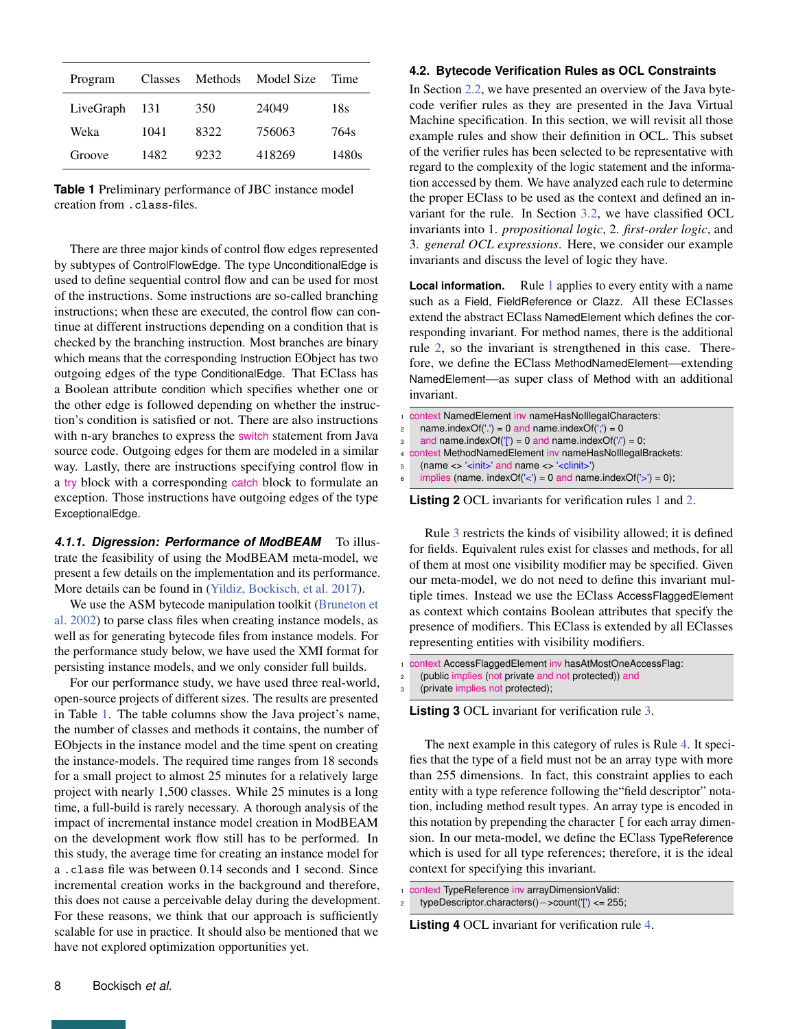| Program | Classes | Methods | Model Size | Time |
|---|---|---|---|---|
| LiveGraph | 131 | 350 | 24049 | 18s |
| Weka | 1041 | 8322 | 756063 | 764s |
| Groove | 1482 | 9232 | 418269 | 1480s |

**Table 1** Preliminary performance of JBC instance model creation from `.class`-files.

There are three major kinds of control flow edges represented by subtypes of ControlFlowEdge. The type UnconditionalEdge is used to define sequential control flow and can be used for most of the instructions. Some instructions are so-called branching instructions; when these are executed, the control flow can continue at different instructions depending on a condition that is checked by the branching instruction. Most branches are binary which means that the corresponding Instruction EObject has two outgoing edges of the type ConditionalEdge. That EClass has a Boolean attribute condition which specifies whether one or the other edge is followed depending on whether the instruction's condition is satisfied or not. There are also instructions with n-ary branches to express the switch statement from Java source code. Outgoing edges for them are modeled in a similar way. Lastly, there are instructions specifying control flow in a try block with a corresponding catch block to formulate an exception. Those instructions have outgoing edges of the type ExceptionalEdge.

#### 4.1.1. Digression: Performance of ModBEAM

To illustrate the feasibility of using the ModBEAM meta-model, we present a few details on the implementation and its performance. More details can be found in (Yildiz, Bockisch, et al. 2017).

We use the ASM bytecode manipulation toolkit (Bruneton et al. 2002) to parse class files when creating instance models, as well as for generating bytecode files from instance models. For the performance study below, we have used the XMI format for persisting instance models, and we only consider full builds.

For our performance study, we have used three real-world, open-source projects of different sizes. The results are presented in Table 1. The table columns show the Java project's name, the number of classes and methods it contains, the number of EObjects in the instance model and the time spent on creating the instance-models. The required time ranges from 18 seconds for a small project to almost 25 minutes for a relatively large project with nearly 1,500 classes. While 25 minutes is a long time, a full-build is rarely necessary. A thorough analysis of the impact of incremental instance model creation in ModBEAM on the development work flow still has to be performed. In this study, the average time for creating an instance model for a `.class` file was between 0.14 seconds and 1 second. Since incremental creation works in the background and therefore, this does not cause a perceivable delay during the development. For these reasons, we think that our approach is sufficiently scalable for use in practice. It should also be mentioned that we have not explored optimization opportunities yet.

### 4.2. Bytecode Verification Rules as OCL Constraints

In Section 2.2, we have presented an overview of the Java bytecode verifier rules as they are presented in the Java Virtual Machine specification. In this section, we will revisit all those example rules and show their definition in OCL. This subset of the verifier rules has been selected to be representative with regard to the complexity of the logic statement and the information accessed by them. We have analyzed each rule to determine the proper EClass to be used as the context and defined an invariant for the rule. In Section 3.2, we have classified OCL invariants into 1. *propositional logic*, 2. *first-order logic*, and 3. *general OCL expressions*. Here, we consider our example invariants and discuss the level of logic they have.

**Local information.** Rule 1 applies to every entity with a name such as a Field, FieldReference or Clazz. All these EClasses extend the abstract EClass NamedElement which defines the corresponding invariant. For method names, there is the additional rule 2, so the invariant is strengthened in this case. Therefore, we define the EClass MethodNamedElement—extending NamedElement—as super class of Method with an additional invariant.

```
context NamedElement inv nameHasNoIllegalCharacters:
  name.indexOf('.') = 0 and name.indexOf(';') = 0
  and name.indexOf('[') = 0 and name.indexOf('/') = 0;
context MethodNamedElement inv nameHasNoIllegalBrackets:
  (name <> '<init>' and name <> '<clinit>')
  implies (name. indexOf('<') = 0 and name.indexOf('>') = 0);
```

**Listing 2** OCL invariants for verification rules 1 and 2.

Rule 3 restricts the kinds of visibility allowed; it is defined for fields. Equivalent rules exist for classes and methods, for all of them at most one visibility modifier may be specified. Given our meta-model, we do not need to define this invariant multiple times. Instead we use the EClass AccessFlaggedElement as context which contains Boolean attributes that specify the presence of modifiers. This EClass is extended by all EClasses representing entities with visibility modifiers.

```
context AccessFlaggedElement inv hasAtMostOneAccessFlag:
  (public implies (not private and not protected)) and
  (private implies not protected);
```

**Listing 3** OCL invariant for verification rule 3.

The next example in this category of rules is Rule 4. It specifies that the type of a field must not be an array type with more than 255 dimensions. In fact, this constraint applies to each entity with a type reference following the"field descriptor" notation, including method result types. An array type is encoded in this notation by prepending the character [ for each array dimension. In our meta-model, we define the EClass TypeReference which is used for all type references; therefore, it is the ideal context for specifying this invariant.

```
context TypeReference inv arrayDimensionValid:
  typeDescriptor.characters()−>count('[') <= 255;
```

**Listing 4** OCL invariant for verification rule 4.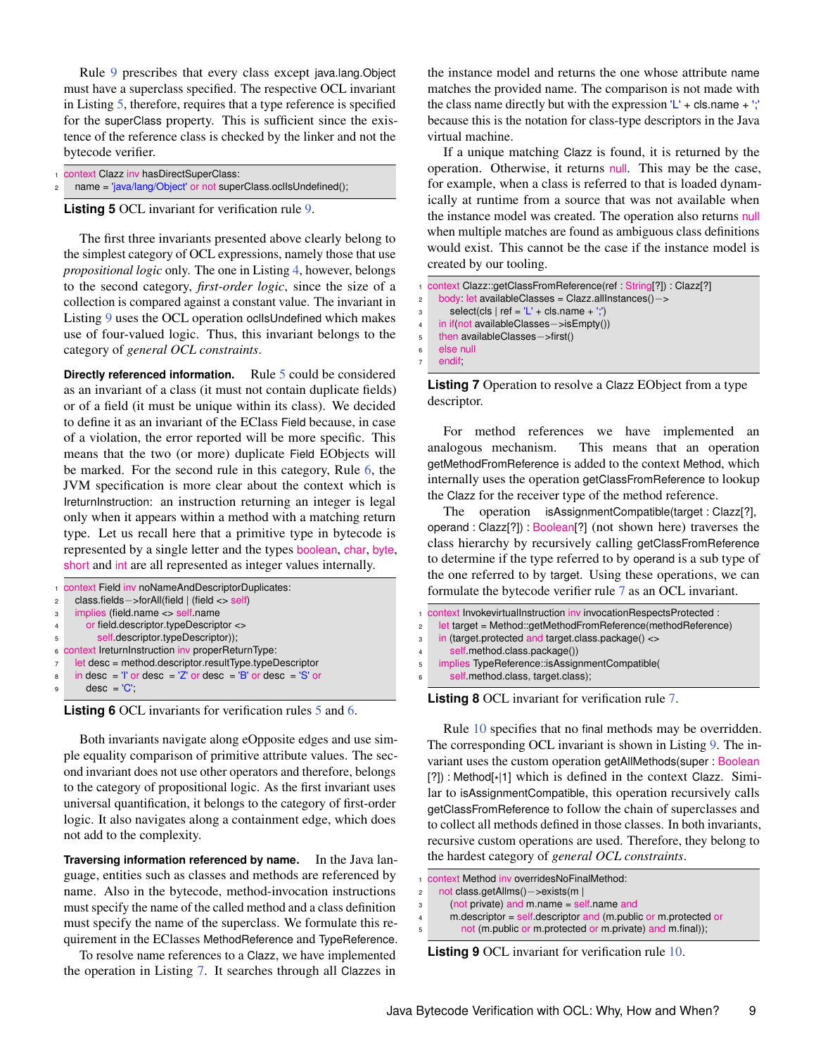Rule 9 prescribes that every class except java.lang.Object must have a superclass specified. The respective OCL invariant in Listing 5, therefore, requires that a type reference is specified for the superClass property. This is sufficient since the existence of the reference class is checked by the linker and not the bytecode verifier.

```
context Clazz inv hasDirectSuperClass:
  name = 'java/lang/Object' or not superClass.oclIsUndefined();
```

**Listing 5** OCL invariant for verification rule 9.

The first three invariants presented above clearly belong to the simplest category of OCL expressions, namely those that use *propositional logic* only. The one in Listing 4, however, belongs to the second category, *first-order logic*, since the size of a collection is compared against a constant value. The invariant in Listing 9 uses the OCL operation oclIsUndefined which makes use of four-valued logic. Thus, this invariant belongs to the category of *general OCL constraints*.

**Directly referenced information.** Rule 5 could be considered as an invariant of a class (it must not contain duplicate fields) or of a field (it must be unique within its class). We decided to define it as an invariant of the EClass Field because, in case of a violation, the error reported will be more specific. This means that the two (or more) duplicate Field EObjects will be marked. For the second rule in this category, Rule 6, the JVM specification is more clear about the context which is IreturnInstruction: an instruction returning an integer is legal only when it appears within a method with a matching return type. Let us recall here that a primitive type in bytecode is represented by a single letter and the types boolean, char, byte, short and int are all represented as integer values internally.

```
context Field inv noNameAndDescriptorDuplicates:
  class.fields->forAll(field | (field <> self)
    implies (field.name <> self.name
      or field.descriptor.typeDescriptor <>
        self.descriptor.typeDescriptor));
context IreturnInstruction inv properReturnType:
  let desc = method.descriptor.resultType.typeDescriptor
  in desc  = 'I' or desc  = 'Z' or desc  = 'B' or desc  = 'S' or
    desc  = 'C';
```

**Listing 6** OCL invariants for verification rules 5 and 6.

Both invariants navigate along eOpposite edges and use simple equality comparison of primitive attribute values. The second invariant does not use other operators and therefore, belongs to the category of propositional logic. As the first invariant uses universal quantification, it belongs to the category of first-order logic. It also navigates along a containment edge, which does not add to the complexity.

**Traversing information referenced by name.** In the Java language, entities such as classes and methods are referenced by name. Also in the bytecode, method-invocation instructions must specify the name of the called method and a class definition must specify the name of the superclass. We formulate this requirement in the EClasses MethodReference and TypeReference.

To resolve name references to a Clazz, we have implemented the operation in Listing 7. It searches through all Clazzes in the instance model and returns the one whose attribute name matches the provided name. The comparison is not made with the class name directly but with the expression 'L' + cls.name + ';' because this is the notation for class-type descriptors in the Java virtual machine.

If a unique matching Clazz is found, it is returned by the operation. Otherwise, it returns null. This may be the case, for example, when a class is referred to that is loaded dynamically at runtime from a source that was not available when the instance model was created. The operation also returns null when multiple matches are found as ambiguous class definitions would exist. This cannot be the case if the instance model is created by our tooling.

```
context Clazz::getClassFromReference(ref : String[?]) : Clazz[?]
  body: let availableClasses = Clazz.allInstances()->
    select(cls | ref = 'L' + cls.name + ';')
  in if(not availableClasses->isEmpty())
  then availableClasses->first()
  else null
  endif;
```

**Listing 7** Operation to resolve a Clazz EObject from a type descriptor.

For method references we have implemented an analogous mechanism. This means that an operation getMethodFromReference is added to the context Method, which internally uses the operation getClassFromReference to lookup the Clazz for the receiver type of the method reference.

The operation isAssignmentCompatible(target : Clazz[?], operand : Clazz[?]) : Boolean[?] (not shown here) traverses the class hierarchy by recursively calling getClassFromReference to determine if the type referred to by operand is a sub type of the one referred to by target. Using these operations, we can formulate the bytecode verifier rule 7 as an OCL invariant.

```
context InvokevirtualInstruction inv invocationRespectsProtected :
  let target = Method::getMethodFromReference(methodReference)
  in (target.protected and target.class.package() <>
    self.method.class.package())
  implies TypeReference::isAssignmentCompatible(
    self.method.class, target.class);
```

**Listing 8** OCL invariant for verification rule 7.

Rule 10 specifies that no final methods may be overridden. The corresponding OCL invariant is shown in Listing 9. The invariant uses the custom operation getAllMethods(super : Boolean [?]) : Method[*|1] which is defined in the context Clazz. Similar to isAssignmentCompatible, this operation recursively calls getClassFromReference to follow the chain of superclasses and to collect all methods defined in those classes. In both invariants, recursive custom operations are used. Therefore, they belong to the hardest category of *general OCL constraints*.

```
context Method inv overridesNoFinalMethod:
  not class.getAllms()->exists(m |
    (not private) and m.name = self.name and
    m.descriptor = self.descriptor and (m.public or m.protected or
      not (m.public or m.protected or m.private) and m.final));
```

**Listing 9** OCL invariant for verification rule 10.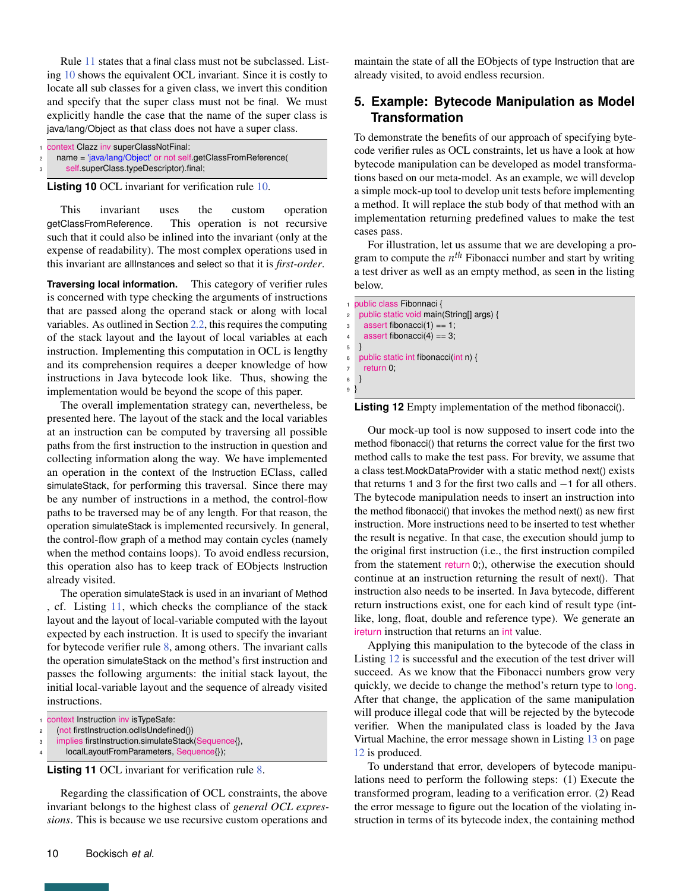Rule 11 states that a final class must not be subclassed. Listing 10 shows the equivalent OCL invariant. Since it is costly to locate all sub classes for a given class, we invert this condition and specify that the super class must not be final. We must explicitly handle the case that the name of the super class is java/lang/Object as that class does not have a super class.

```
context Clazz inv superClassNotFinal:
  name = 'java/lang/Object' or not self.getClassFromReference(
    self.superClass.typeDescriptor).final;
```

**Listing 10** OCL invariant for verification rule 10.

This invariant uses the custom operation getClassFromReference. This operation is not recursive such that it could also be inlined into the invariant (only at the expense of readability). The most complex operations used in this invariant are allInstances and select so that it is *first-order*.

**Traversing local information.** This category of verifier rules is concerned with type checking the arguments of instructions that are passed along the operand stack or along with local variables. As outlined in Section 2.2, this requires the computing of the stack layout and the layout of local variables at each instruction. Implementing this computation in OCL is lengthy and its comprehension requires a deeper knowledge of how instructions in Java bytecode look like. Thus, showing the implementation would be beyond the scope of this paper.

The overall implementation strategy can, nevertheless, be presented here. The layout of the stack and the local variables at an instruction can be computed by traversing all possible paths from the first instruction to the instruction in question and collecting information along the way. We have implemented an operation in the context of the Instruction EClass, called simulateStack, for performing this traversal. Since there may be any number of instructions in a method, the control-flow paths to be traversed may be of any length. For that reason, the operation simulateStack is implemented recursively. In general, the control-flow graph of a method may contain cycles (namely when the method contains loops). To avoid endless recursion, this operation also has to keep track of EObjects Instruction already visited.

The operation simulateStack is used in an invariant of Method , cf. Listing 11, which checks the compliance of the stack layout and the layout of local-variable computed with the layout expected by each instruction. It is used to specify the invariant for bytecode verifier rule 8, among others. The invariant calls the operation simulateStack on the method's first instruction and passes the following arguments: the initial stack layout, the initial local-variable layout and the sequence of already visited instructions.

```
context Instruction inv isTypeSafe:
  (not firstInstruction.oclIsUndefined())
  implies firstInstruction.simulateStack(Sequence{},
    localLayoutFromParameters, Sequence{});
```

**Listing 11** OCL invariant for verification rule 8.

Regarding the classification of OCL constraints, the above invariant belongs to the highest class of *general OCL expressions*. This is because we use recursive custom operations and maintain the state of all the EObjects of type Instruction that are already visited, to avoid endless recursion.

## 5. Example: Bytecode Manipulation as Model Transformation

To demonstrate the benefits of our approach of specifying bytecode verifier rules as OCL constraints, let us have a look at how bytecode manipulation can be developed as model transformations based on our meta-model. As an example, we will develop a simple mock-up tool to develop unit tests before implementing a method. It will replace the stub body of that method with an implementation returning predefined values to make the test cases pass.

For illustration, let us assume that we are developing a program to compute the $n^{th}$ Fibonacci number and start by writing a test driver as well as an empty method, as seen in the listing below.

```
public class Fibonnaci {
  public static void main(String[] args) {
    assert fibonacci(1) == 1;
    assert fibonacci(4) == 3;
  }
  public static int fibonacci(int n) {
    return 0;
  }
}
```

**Listing 12** Empty implementation of the method fibonacci().

Our mock-up tool is now supposed to insert code into the method fibonacci() that returns the correct value for the first two method calls to make the test pass. For brevity, we assume that a class test.MockDataProvider with a static method next() exists that returns 1 and 3 for the first two calls and $-1$ for all others. The bytecode manipulation needs to insert an instruction into the method fibonacci() that invokes the method next() as new first instruction. More instructions need to be inserted to test whether the result is negative. In that case, the execution should jump to the original first instruction (i.e., the first instruction compiled from the statement return 0;), otherwise the execution should continue at an instruction returning the result of next(). That instruction also needs to be inserted. In Java bytecode, different return instructions exist, one for each kind of result type (int-like, long, float, double and reference type). We generate an ireturn instruction that returns an int value.

Applying this manipulation to the bytecode of the class in Listing 12 is successful and the execution of the test driver will succeed. As we know that the Fibonacci numbers grow very quickly, we decide to change the method's return type to long. After that change, the application of the same manipulation will produce illegal code that will be rejected by the bytecode verifier. When the manipulated class is loaded by the Java Virtual Machine, the error message shown in Listing 13 on page 12 is produced.

To understand that error, developers of bytecode manipulations need to perform the following steps: (1) Execute the transformed program, leading to a verification error. (2) Read the error message to figure out the location of the violating instruction in terms of its bytecode index, the containing method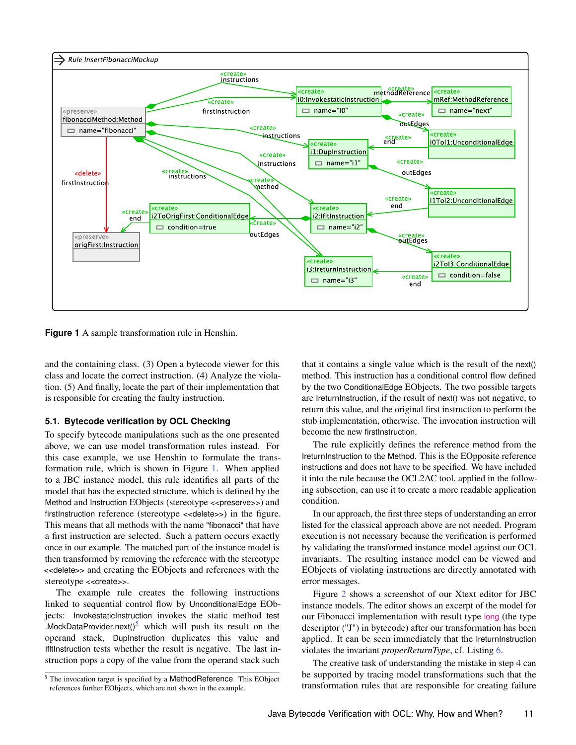**Figure 1** A sample transformation rule in Henshin.

and the containing class. (3) Open a bytecode viewer for this class and locate the correct instruction. (4) Analyze the violation. (5) And finally, locate the part of their implementation that is responsible for creating the faulty instruction.

### 5.1. Bytecode verification by OCL Checking

To specify bytecode manipulations such as the one presented above, we can use model transformation rules instead. For this case example, we use Henshin to formulate the transformation rule, which is shown in Figure 1. When applied to a JBC instance model, this rule identifies all parts of the model that has the expected structure, which is defined by the Method and Instruction EObjects (stereotype <<preserve>>) and firstInstruction reference (stereotype <<delete>>) in the figure. This means that all methods with the name "fibonacci" that have a first instruction are selected. Such a pattern occurs exactly once in our example. The matched part of the instance model is then transformed by removing the reference with the stereotype <<delete>> and creating the EObjects and references with the stereotype <<create>>.

The example rule creates the following instructions linked to sequential control flow by UnconditionalEdge EObjects: InvokestaticInstruction invokes the static method test .MockDataProvider.next()[5] which will push its result on the operand stack, DupInstruction duplicates this value and IfltInstruction tests whether the result is negative. The last instruction pops a copy of the value from the operand stack such that it contains a single value which is the result of the next() method. This instruction has a conditional control flow defined by the two ConditionalEdge EObjects. The two possible targets are IreturnInstruction, if the result of next() was not negative, to return this value, and the original first instruction to perform the stub implementation, otherwise. The invocation instruction will become the new firstInstruction.

The rule explicitly defines the reference method from the IreturnInstruction to the Method. This is the EOpposite reference instructions and does not have to be specified. We have included it into the rule because the OCL2AC tool, applied in the following subsection, can use it to create a more readable application condition.

In our approach, the first three steps of understanding an error listed for the classical approach above are not needed. Program execution is not necessary because the verification is performed by validating the transformed instance model against our OCL invariants. The resulting instance model can be viewed and EObjects of violating instructions are directly annotated with error messages.

Figure 2 shows a screenshot of our Xtext editor for JBC instance models. The editor shows an excerpt of the model for our Fibonacci implementation with result type long (the type descriptor ("J") in bytecode) after our transformation has been applied. It can be seen immediately that the IreturnInstruction violates the invariant *properReturnType*, cf. Listing 6.

The creative task of understanding the mistake in step 4 can be supported by tracing model transformations such that the transformation rules that are responsible for creating failure

[5] The invocation target is specified by a MethodReference. This EObject references further EObjects, which are not shown in the example.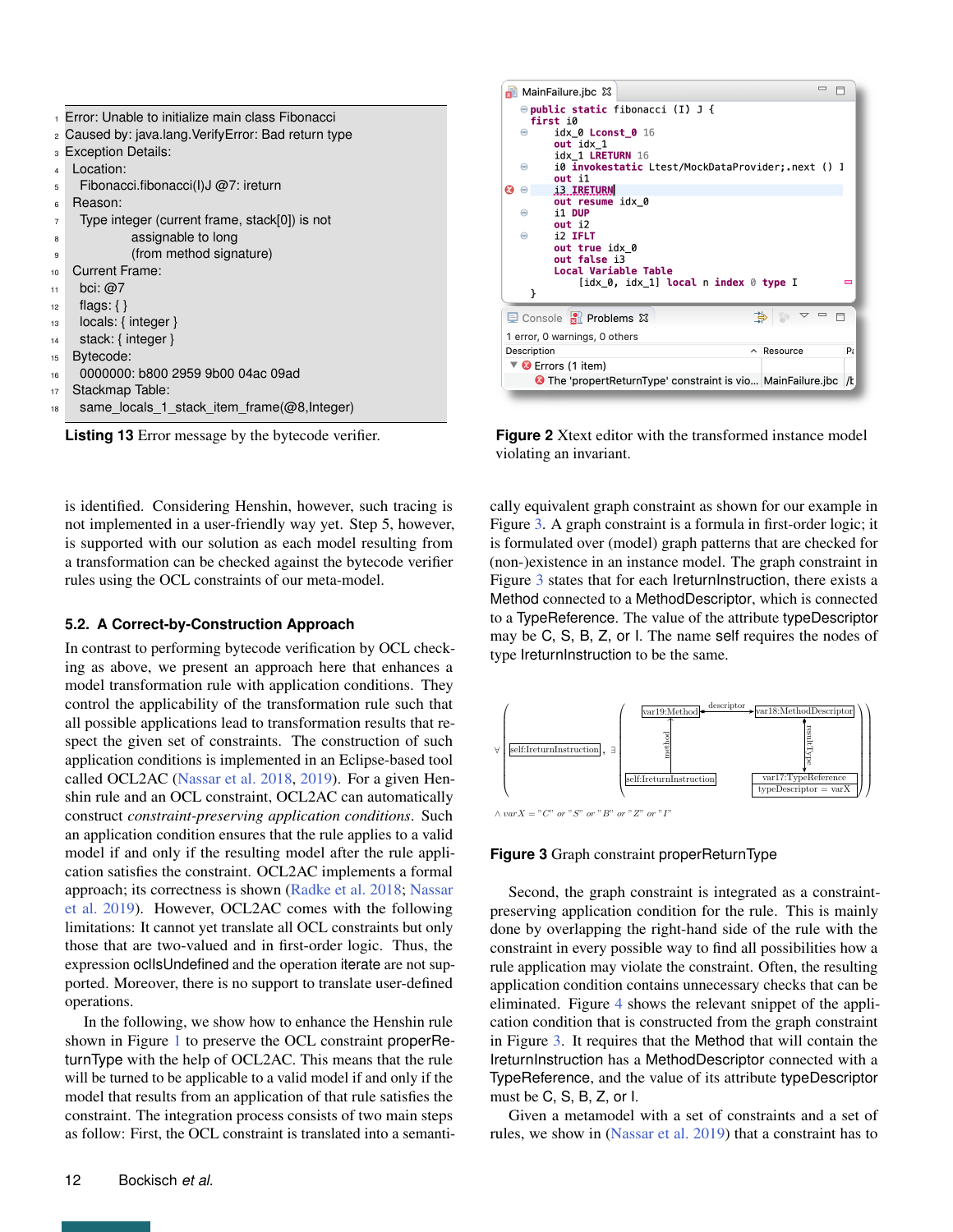```
Error: Unable to initialize main class Fibonacci
Caused by: java.lang.VerifyError: Bad return type
Exception Details:
  Location:
    Fibonacci.fibonacci(I)J @7: ireturn
  Reason:
    Type integer (current frame, stack[0]) is not
             assignable to long
             (from method signature)
  Current Frame:
    bci: @7
    flags: { }
    locals: { integer }
    stack: { integer }
  Bytecode:
    0000000: b800 2959 9b00 04ac 09ad
  Stackmap Table:
    same_locals_1_stack_item_frame(@8,Integer)
```

**Listing 13** Error message by the bytecode verifier.

```
MainFailure.jbc
public static fibonacci (I) J {
first i0
    idx_0 Lconst_0 16
    out idx_1
    idx_1 LRETURN 16
    i0 invokestatic Ltest/MockDataProvider;.next () I
    out i1
    i3 IRETURN
    out resume idx_0
    i1 DUP
    out i2
    i2 IFLT
    out true idx_0
    out false i3
    Local Variable Table
        [idx_0, idx_1] local n index 0 type I
}

Console | Problems
1 error, 0 warnings, 0 others
Description | Resource | Pa
▼ Errors (1 item)
    The 'propertReturnType' constraint is vio... | MainFailure.jbc | /t
```

**Figure 2** Xtext editor with the transformed instance model violating an invariant.

is identified. Considering Henshin, however, such tracing is not implemented in a user-friendly way yet. Step 5, however, is supported with our solution as each model resulting from a transformation can be checked against the bytecode verifier rules using the OCL constraints of our meta-model.

### 5.2. A Correct-by-Construction Approach

In contrast to performing bytecode verification by OCL checking as above, we present an approach here that enhances a model transformation rule with application conditions. They control the applicability of the transformation rule such that all possible applications lead to transformation results that respect the given set of constraints. The construction of such application conditions is implemented in an Eclipse-based tool called OCL2AC (Nassar et al. 2018, 2019). For a given Henshin rule and an OCL constraint, OCL2AC can automatically construct *constraint-preserving application conditions*. Such an application condition ensures that the rule applies to a valid model if and only if the resulting model after the rule application satisfies the constraint. OCL2AC implements a formal approach; its correctness is shown (Radke et al. 2018; Nassar et al. 2019). However, OCL2AC comes with the following limitations: It cannot yet translate all OCL constraints but only those that are two-valued and in first-order logic. Thus, the expression oclIsUndefined and the operation iterate are not supported. Moreover, there is no support to translate user-defined operations.

In the following, we show how to enhance the Henshin rule shown in Figure 1 to preserve the OCL constraint properReturnType with the help of OCL2AC. This means that the rule will be turned to be applicable to a valid model if and only if the model that results from an application of that rule satisfies the constraint. The integration process consists of two main steps as follow: First, the OCL constraint is translated into a semantically equivalent graph constraint as shown for our example in Figure 3. A graph constraint is a formula in first-order logic; it is formulated over (model) graph patterns that are checked for (non-)existence in an instance model. The graph constraint in Figure 3 states that for each IreturnInstruction, there exists a Method connected to a MethodDescriptor, which is connected to a TypeReference. The value of the attribute typeDescriptor may be C, S, B, Z, or I. The name self requires the nodes of type IreturnInstruction to be the same.

$\forall$ ( self:IreturnInstruction , $\exists$ ( var19:Method —descriptor→ var18:MethodDescriptor —resultType→ var17:TypeReference [typeDescriptor = varX]; var19:Method —method— self:IreturnInstruction ) ) $\wedge\ varX = "C"\ or\ "S"\ or\ "B"\ or\ "Z"\ or\ "I"$

**Figure 3** Graph constraint properReturnType

Second, the graph constraint is integrated as a constraint-preserving application condition for the rule. This is mainly done by overlapping the right-hand side of the rule with the constraint in every possible way to find all possibilities how a rule application may violate the constraint. Often, the resulting application condition contains unnecessary checks that can be eliminated. Figure 4 shows the relevant snippet of the application condition that is constructed from the graph constraint in Figure 3. It requires that the Method that will contain the IreturnInstruction has a MethodDescriptor connected with a TypeReference, and the value of its attribute typeDescriptor must be C, S, B, Z, or I.

Given a metamodel with a set of constraints and a set of rules, we show in (Nassar et al. 2019) that a constraint has to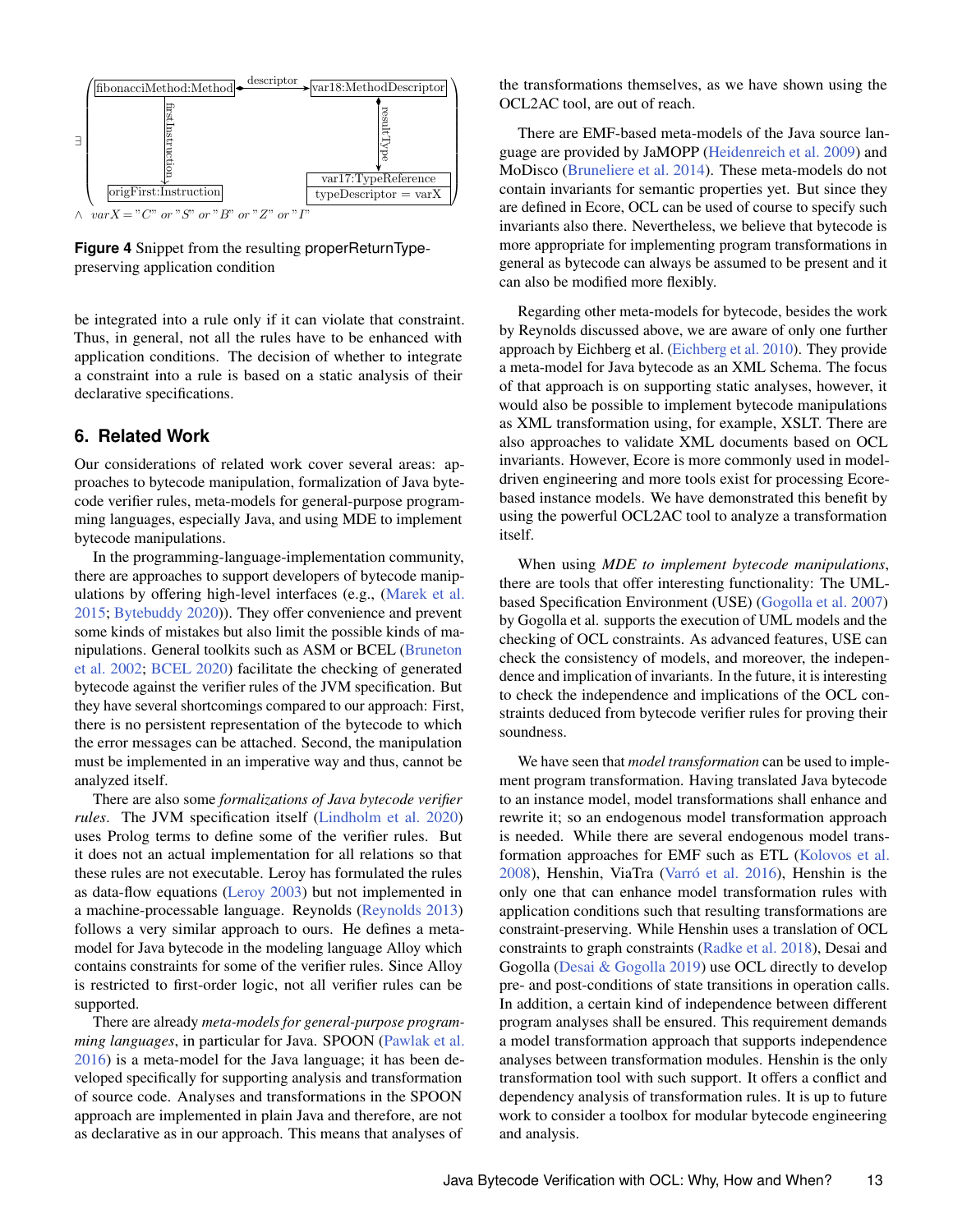∃ fibonacciMethod:Method —descriptor→ var18:MethodDescriptor; fibonacciMethod:Method —firstInstruction→ origFirst:Instruction; var18:MethodDescriptor —resultType→ var17:TypeReference (typeDescriptor = varX)

$\wedge\ varX = "C"\ or\ "S"\ or\ "B"\ or\ "Z"\ or\ "I"$

**Figure 4** Snippet from the resulting properReturnType-preserving application condition

be integrated into a rule only if it can violate that constraint. Thus, in general, not all the rules have to be enhanced with application conditions. The decision of whether to integrate a constraint into a rule is based on a static analysis of their declarative specifications.

## 6. Related Work

Our considerations of related work cover several areas: approaches to bytecode manipulation, formalization of Java bytecode verifier rules, meta-models for general-purpose programming languages, especially Java, and using MDE to implement bytecode manipulations.

In the programming-language-implementation community, there are approaches to support developers of bytecode manipulations by offering high-level interfaces (e.g., (Marek et al. 2015; Bytebuddy 2020)). They offer convenience and prevent some kinds of mistakes but also limit the possible kinds of manipulations. General toolkits such as ASM or BCEL (Bruneton et al. 2002; BCEL 2020) facilitate the checking of generated bytecode against the verifier rules of the JVM specification. But they have several shortcomings compared to our approach: First, there is no persistent representation of the bytecode to which the error messages can be attached. Second, the manipulation must be implemented in an imperative way and thus, cannot be analyzed itself.

There are also some *formalizations of Java bytecode verifier rules*. The JVM specification itself (Lindholm et al. 2020) uses Prolog terms to define some of the verifier rules. But it does not an actual implementation for all relations so that these rules are not executable. Leroy has formulated the rules as data-flow equations (Leroy 2003) but not implemented in a machine-processable language. Reynolds (Reynolds 2013) follows a very similar approach to ours. He defines a meta-model for Java bytecode in the modeling language Alloy which contains constraints for some of the verifier rules. Since Alloy is restricted to first-order logic, not all verifier rules can be supported.

There are already *meta-models for general-purpose programming languages*, in particular for Java. SPOON (Pawlak et al. 2016) is a meta-model for the Java language; it has been developed specifically for supporting analysis and transformation of source code. Analyses and transformations in the SPOON approach are implemented in plain Java and therefore, are not as declarative as in our approach. This means that analyses of the transformations themselves, as we have shown using the OCL2AC tool, are out of reach.

There are EMF-based meta-models of the Java source language are provided by JaMOPP (Heidenreich et al. 2009) and MoDisco (Bruneliere et al. 2014). These meta-models do not contain invariants for semantic properties yet. But since they are defined in Ecore, OCL can be used of course to specify such invariants also there. Nevertheless, we believe that bytecode is more appropriate for implementing program transformations in general as bytecode can always be assumed to be present and it can also be modified more flexibly.

Regarding other meta-models for bytecode, besides the work by Reynolds discussed above, we are aware of only one further approach by Eichberg et al. (Eichberg et al. 2010). They provide a meta-model for Java bytecode as an XML Schema. The focus of that approach is on supporting static analyses, however, it would also be possible to implement bytecode manipulations as XML transformation using, for example, XSLT. There are also approaches to validate XML documents based on OCL invariants. However, Ecore is more commonly used in model-driven engineering and more tools exist for processing Ecore-based instance models. We have demonstrated this benefit by using the powerful OCL2AC tool to analyze a transformation itself.

When using *MDE to implement bytecode manipulations*, there are tools that offer interesting functionality: The UML-based Specification Environment (USE) (Gogolla et al. 2007) by Gogolla et al. supports the execution of UML models and the checking of OCL constraints. As advanced features, USE can check the consistency of models, and moreover, the independence and implication of invariants. In the future, it is interesting to check the independence and implications of the OCL constraints deduced from bytecode verifier rules for proving their soundness.

We have seen that *model transformation* can be used to implement program transformation. Having translated Java bytecode to an instance model, model transformations shall enhance and rewrite it; so an endogenous model transformation approach is needed. While there are several endogenous model transformation approaches for EMF such as ETL (Kolovos et al. 2008), Henshin, ViaTra (Varró et al. 2016), Henshin is the only one that can enhance model transformation rules with application conditions such that resulting transformations are constraint-preserving. While Henshin uses a translation of OCL constraints to graph constraints (Radke et al. 2018), Desai and Gogolla (Desai & Gogolla 2019) use OCL directly to develop pre- and post-conditions of state transitions in operation calls. In addition, a certain kind of independence between different program analyses shall be ensured. This requirement demands a model transformation approach that supports independence analyses between transformation modules. Henshin is the only transformation tool with such support. It offers a conflict and dependency analysis of transformation rules. It is up to future work to consider a toolbox for modular bytecode engineering and analysis.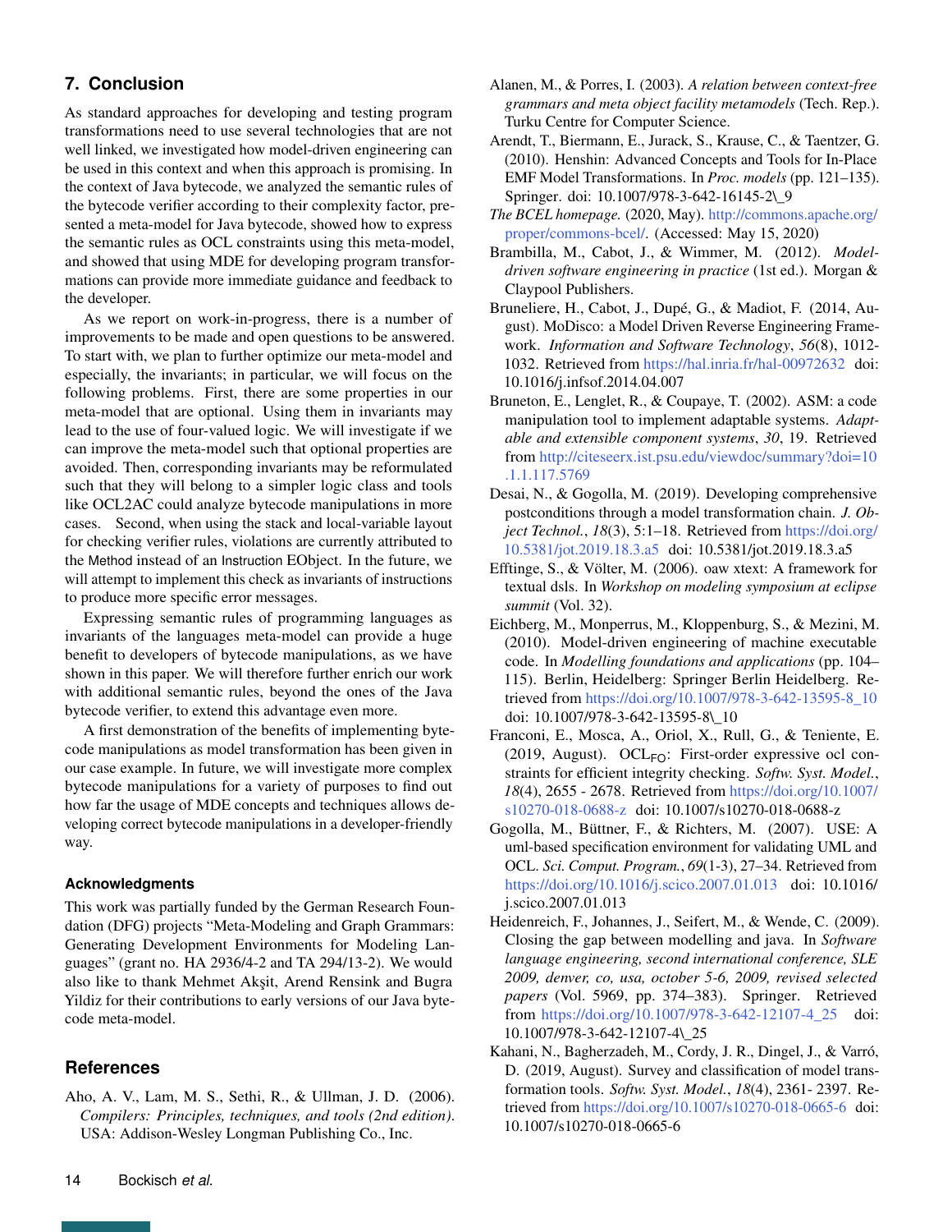## 7. Conclusion

As standard approaches for developing and testing program transformations need to use several technologies that are not well linked, we investigated how model-driven engineering can be used in this context and when this approach is promising. In the context of Java bytecode, we analyzed the semantic rules of the bytecode verifier according to their complexity factor, presented a meta-model for Java bytecode, showed how to express the semantic rules as OCL constraints using this meta-model, and showed that using MDE for developing program transformations can provide more immediate guidance and feedback to the developer.

As we report on work-in-progress, there is a number of improvements to be made and open questions to be answered. To start with, we plan to further optimize our meta-model and especially, the invariants; in particular, we will focus on the following problems. First, there are some properties in our meta-model that are optional. Using them in invariants may lead to the use of four-valued logic. We will investigate if we can improve the meta-model such that optional properties are avoided. Then, corresponding invariants may be reformulated such that they will belong to a simpler logic class and tools like OCL2AC could analyze bytecode manipulations in more cases. Second, when using the stack and local-variable layout for checking verifier rules, violations are currently attributed to the `Method` instead of an `Instruction` EObject. In the future, we will attempt to implement this check as invariants of instructions to produce more specific error messages.

Expressing semantic rules of programming languages as invariants of the languages meta-model can provide a huge benefit to developers of bytecode manipulations, as we have shown in this paper. We will therefore further enrich our work with additional semantic rules, beyond the ones of the Java bytecode verifier, to extend this advantage even more.

A first demonstration of the benefits of implementing bytecode manipulations as model transformation has been given in our case example. In future, we will investigate more complex bytecode manipulations for a variety of purposes to find out how far the usage of MDE concepts and techniques allows developing correct bytecode manipulations in a developer-friendly way.

### Acknowledgments

This work was partially funded by the German Research Foundation (DFG) projects "Meta-Modeling and Graph Grammars: Generating Development Environments for Modeling Languages" (grant no. HA 2936/4-2 and TA 294/13-2). We would also like to thank Mehmet Akşit, Arend Rensink and Bugra Yildiz for their contributions to early versions of our Java bytecode meta-model.

## References

Aho, A. V., Lam, M. S., Sethi, R., & Ullman, J. D. (2006). *Compilers: Principles, techniques, and tools (2nd edition)*. USA: Addison-Wesley Longman Publishing Co., Inc.

Alanen, M., & Porres, I. (2003). *A relation between context-free grammars and meta object facility metamodels* (Tech. Rep.). Turku Centre for Computer Science.

Arendt, T., Biermann, E., Jurack, S., Krause, C., & Taentzer, G. (2010). Henshin: Advanced Concepts and Tools for In-Place EMF Model Transformations. In *Proc. models* (pp. 121–135). Springer. doi: 10.1007/978-3-642-16145-2\_9

*The BCEL homepage.* (2020, May). http://commons.apache.org/proper/commons-bcel/. (Accessed: May 15, 2020)

Brambilla, M., Cabot, J., & Wimmer, M. (2012). *Model-driven software engineering in practice* (1st ed.). Morgan & Claypool Publishers.

Bruneliere, H., Cabot, J., Dupé, G., & Madiot, F. (2014, August). MoDisco: a Model Driven Reverse Engineering Framework. *Information and Software Technology*, *56*(8), 1012-1032. Retrieved from https://hal.inria.fr/hal-00972632 doi: 10.1016/j.infsof.2014.04.007

Bruneton, E., Lenglet, R., & Coupaye, T. (2002). ASM: a code manipulation tool to implement adaptable systems. *Adaptable and extensible component systems*, *30*, 19. Retrieved from http://citeseerx.ist.psu.edu/viewdoc/summary?doi=10.1.1.117.5769

Desai, N., & Gogolla, M. (2019). Developing comprehensive postconditions through a model transformation chain. *J. Object Technol.*, *18*(3), 5:1–18. Retrieved from https://doi.org/10.5381/jot.2019.18.3.a5 doi: 10.5381/jot.2019.18.3.a5

Efftinge, S., & Völter, M. (2006). oaw xtext: A framework for textual dsls. In *Workshop on modeling symposium at eclipse summit* (Vol. 32).

Eichberg, M., Monperrus, M., Kloppenburg, S., & Mezini, M. (2010). Model-driven engineering of machine executable code. In *Modelling foundations and applications* (pp. 104–115). Berlin, Heidelberg: Springer Berlin Heidelberg. Retrieved from https://doi.org/10.1007/978-3-642-13595-8_10 doi: 10.1007/978-3-642-13595-8\_10

Franconi, E., Mosca, A., Oriol, X., Rull, G., & Teniente, E. (2019, August). $\text{OCL}_{\text{FO}}$: First-order expressive ocl constraints for efficient integrity checking. *Softw. Syst. Model.*, *18*(4), 2655 - 2678. Retrieved from https://doi.org/10.1007/s10270-018-0688-z doi: 10.1007/s10270-018-0688-z

Gogolla, M., Büttner, F., & Richters, M. (2007). USE: A uml-based specification environment for validating UML and OCL. *Sci. Comput. Program.*, *69*(1-3), 27–34. Retrieved from https://doi.org/10.1016/j.scico.2007.01.013 doi: 10.1016/j.scico.2007.01.013

Heidenreich, F., Johannes, J., Seifert, M., & Wende, C. (2009). Closing the gap between modelling and java. In *Software language engineering, second international conference, SLE 2009, denver, co, usa, october 5-6, 2009, revised selected papers* (Vol. 5969, pp. 374–383). Springer. Retrieved from https://doi.org/10.1007/978-3-642-12107-4_25 doi: 10.1007/978-3-642-12107-4\_25

Kahani, N., Bagherzadeh, M., Cordy, J. R., Dingel, J., & Varró, D. (2019, August). Survey and classification of model transformation tools. *Softw. Syst. Model.*, *18*(4), 2361- 2397. Retrieved from https://doi.org/10.1007/s10270-018-0665-6 doi: 10.1007/s10270-018-0665-6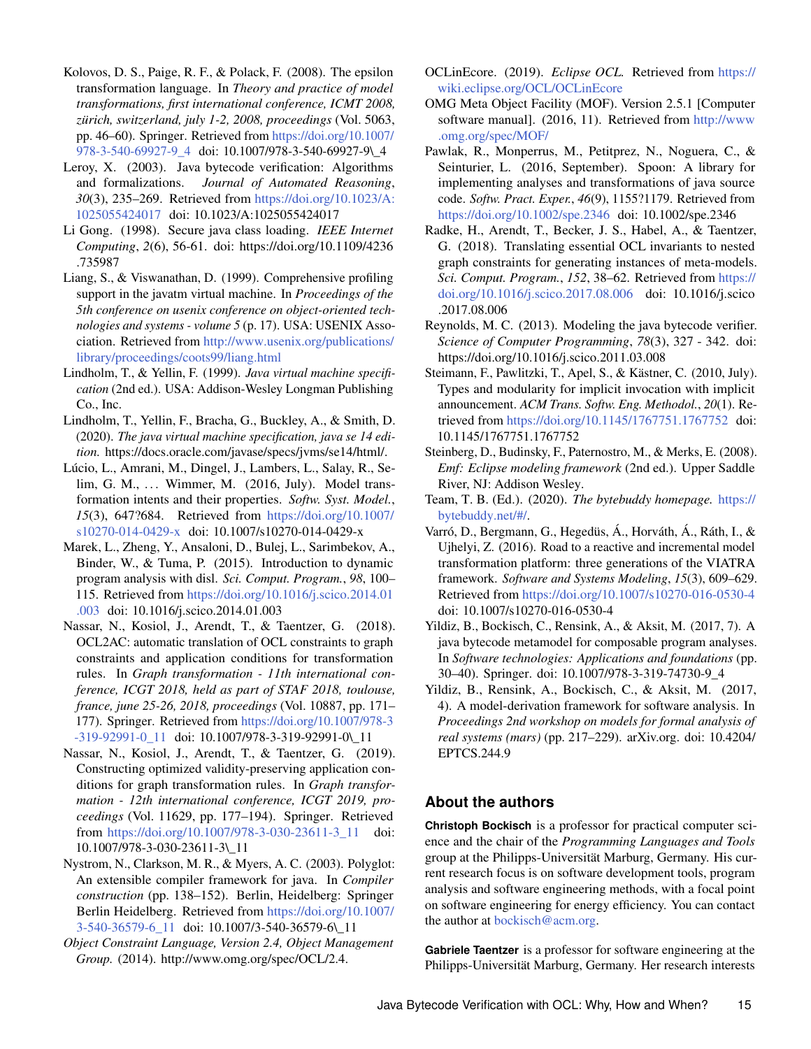Kolovos, D. S., Paige, R. F., & Polack, F. (2008). The epsilon transformation language. In *Theory and practice of model transformations, first international conference, ICMT 2008, zürich, switzerland, july 1-2, 2008, proceedings* (Vol. 5063, pp. 46–60). Springer. Retrieved from https://doi.org/10.1007/978-3-540-69927-9_4 doi: 10.1007/978-3-540-69927-9\_4

Leroy, X. (2003). Java bytecode verification: Algorithms and formalizations. *Journal of Automated Reasoning*, *30*(3), 235–269. Retrieved from https://doi.org/10.1023/A:1025055424017 doi: 10.1023/A:1025055424017

Li Gong. (1998). Secure java class loading. *IEEE Internet Computing*, *2*(6), 56-61. doi: https://doi.org/10.1109/4236.735987

Liang, S., & Viswanathan, D. (1999). Comprehensive profiling support in the javatm virtual machine. In *Proceedings of the 5th conference on usenix conference on object-oriented technologies and systems - volume 5* (p. 17). USA: USENIX Association. Retrieved from http://www.usenix.org/publications/library/proceedings/coots99/liang.html

Lindholm, T., & Yellin, F. (1999). *Java virtual machine specification* (2nd ed.). USA: Addison-Wesley Longman Publishing Co., Inc.

Lindholm, T., Yellin, F., Bracha, G., Buckley, A., & Smith, D. (2020). *The java virtual machine specification, java se 14 edition.* https://docs.oracle.com/javase/specs/jvms/se14/html/.

Lúcio, L., Amrani, M., Dingel, J., Lambers, L., Salay, R., Selim, G. M., ... Wimmer, M. (2016, July). Model transformation intents and their properties. *Softw. Syst. Model.*, *15*(3), 647?684. Retrieved from https://doi.org/10.1007/s10270-014-0429-x doi: 10.1007/s10270-014-0429-x

Marek, L., Zheng, Y., Ansaloni, D., Bulej, L., Sarimbekov, A., Binder, W., & Tuma, P. (2015). Introduction to dynamic program analysis with disl. *Sci. Comput. Program.*, *98*, 100–115. Retrieved from https://doi.org/10.1016/j.scico.2014.01.003 doi: 10.1016/j.scico.2014.01.003

Nassar, N., Kosiol, J., Arendt, T., & Taentzer, G. (2018). OCL2AC: automatic translation of OCL constraints to graph constraints and application conditions for transformation rules. In *Graph transformation - 11th international conference, ICGT 2018, held as part of STAF 2018, toulouse, france, june 25-26, 2018, proceedings* (Vol. 10887, pp. 171–177). Springer. Retrieved from https://doi.org/10.1007/978-3-319-92991-0_11 doi: 10.1007/978-3-319-92991-0\_11

Nassar, N., Kosiol, J., Arendt, T., & Taentzer, G. (2019). Constructing optimized validity-preserving application conditions for graph transformation rules. In *Graph transformation - 12th international conference, ICGT 2019, proceedings* (Vol. 11629, pp. 177–194). Springer. Retrieved from https://doi.org/10.1007/978-3-030-23611-3_11 doi: 10.1007/978-3-030-23611-3\_11

Nystrom, N., Clarkson, M. R., & Myers, A. C. (2003). Polyglot: An extensible compiler framework for java. In *Compiler construction* (pp. 138–152). Berlin, Heidelberg: Springer Berlin Heidelberg. Retrieved from https://doi.org/10.1007/3-540-36579-6_11 doi: 10.1007/3-540-36579-6\_11

*Object Constraint Language, Version 2.4, Object Management Group.* (2014). http://www.omg.org/spec/OCL/2.4.

OCLinEcore. (2019). *Eclipse OCL.* Retrieved from https://wiki.eclipse.org/OCL/OCLinEcore

OMG Meta Object Facility (MOF). Version 2.5.1 [Computer software manual]. (2016, 11). Retrieved from http://www.omg.org/spec/MOF/

Pawlak, R., Monperrus, M., Petitprez, N., Noguera, C., & Seinturier, L. (2016, September). Spoon: A library for implementing analyses and transformations of java source code. *Softw. Pract. Exper.*, *46*(9), 1155?1179. Retrieved from https://doi.org/10.1002/spe.2346 doi: 10.1002/spe.2346

Radke, H., Arendt, T., Becker, J. S., Habel, A., & Taentzer, G. (2018). Translating essential OCL invariants to nested graph constraints for generating instances of meta-models. *Sci. Comput. Program.*, *152*, 38–62. Retrieved from https://doi.org/10.1016/j.scico.2017.08.006 doi: 10.1016/j.scico.2017.08.006

Reynolds, M. C. (2013). Modeling the java bytecode verifier. *Science of Computer Programming*, *78*(3), 327 - 342. doi: https://doi.org/10.1016/j.scico.2011.03.008

Steimann, F., Pawlitzki, T., Apel, S., & Kästner, C. (2010, July). Types and modularity for implicit invocation with implicit announcement. *ACM Trans. Softw. Eng. Methodol.*, *20*(1). Retrieved from https://doi.org/10.1145/1767751.1767752 doi: 10.1145/1767751.1767752

Steinberg, D., Budinsky, F., Paternostro, M., & Merks, E. (2008). *Emf: Eclipse modeling framework* (2nd ed.). Upper Saddle River, NJ: Addison Wesley.

Team, T. B. (Ed.). (2020). *The bytebuddy homepage.* https://bytebuddy.net/#/.

Varró, D., Bergmann, G., Hegedüs, Á., Horváth, Á., Ráth, I., & Ujhelyi, Z. (2016). Road to a reactive and incremental model transformation platform: three generations of the VIATRA framework. *Software and Systems Modeling*, *15*(3), 609–629. Retrieved from https://doi.org/10.1007/s10270-016-0530-4 doi: 10.1007/s10270-016-0530-4

Yildiz, B., Bockisch, C., Rensink, A., & Aksit, M. (2017, 7). A java bytecode metamodel for composable program analyses. In *Software technologies: Applications and foundations* (pp. 30–40). Springer. doi: 10.1007/978-3-319-74730-9_4

Yildiz, B., Rensink, A., Bockisch, C., & Aksit, M. (2017, 4). A model-derivation framework for software analysis. In *Proceedings 2nd workshop on models for formal analysis of real systems (mars)* (pp. 217–229). arXiv.org. doi: 10.4204/EPTCS.244.9

## About the authors

**Christoph Bockisch** is a professor for practical computer science and the chair of the *Programming Languages and Tools* group at the Philipps-Universität Marburg, Germany. His current research focus is on software development tools, program analysis and software engineering methods, with a focal point on software engineering for energy efficiency. You can contact the author at bockisch@acm.org.

**Gabriele Taentzer** is a professor for software engineering at the Philipps-Universität Marburg, Germany. Her research interests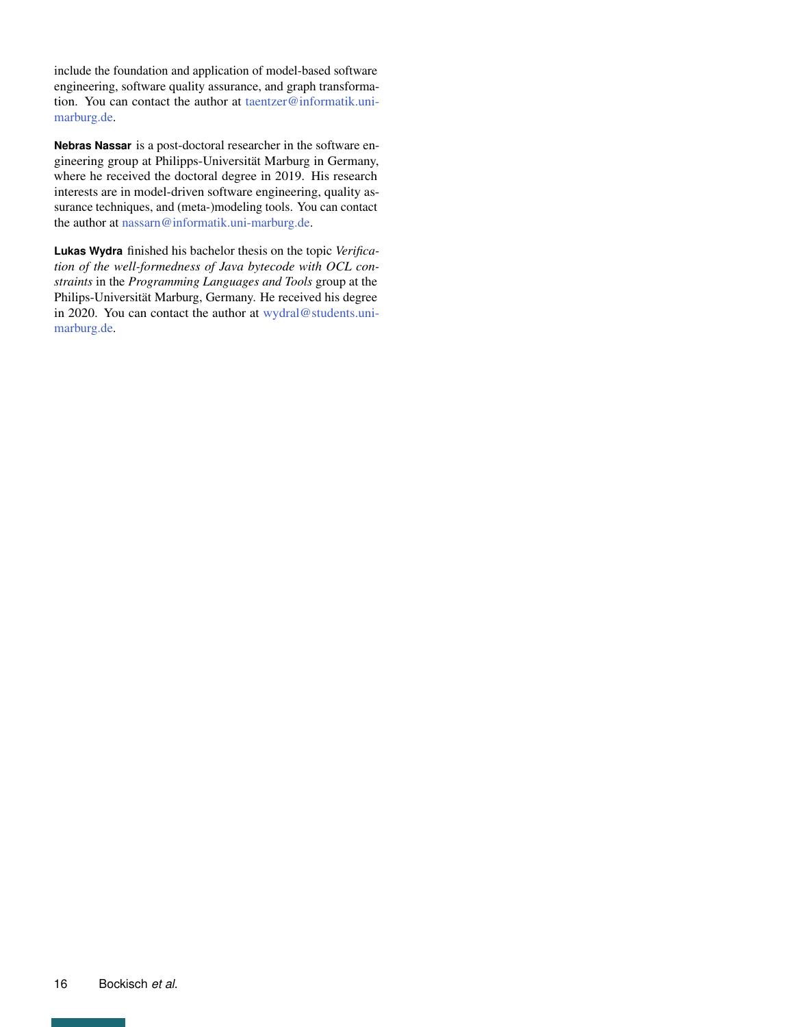include the foundation and application of model-based software engineering, software quality assurance, and graph transformation. You can contact the author at taentzer@informatik.uni-marburg.de.

**Nebras Nassar** is a post-doctoral researcher in the software engineering group at Philipps-Universität Marburg in Germany, where he received the doctoral degree in 2019. His research interests are in model-driven software engineering, quality assurance techniques, and (meta-)modeling tools. You can contact the author at nassarn@informatik.uni-marburg.de.

**Lukas Wydra** finished his bachelor thesis on the topic *Verification of the well-formedness of Java bytecode with OCL constraints* in the *Programming Languages and Tools* group at the Philips-Universität Marburg, Germany. He received his degree in 2020. You can contact the author at wydral@students.uni-marburg.de.